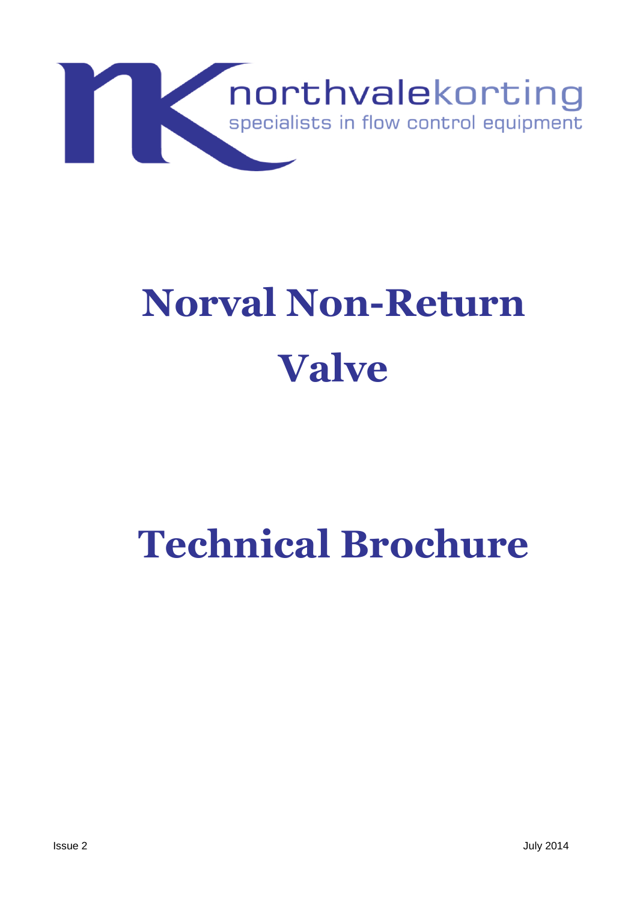northvalekorting

specialists in flow control equipment

# Norval Non-Return Valve

# Technical Brochure

Issue 2

July 2014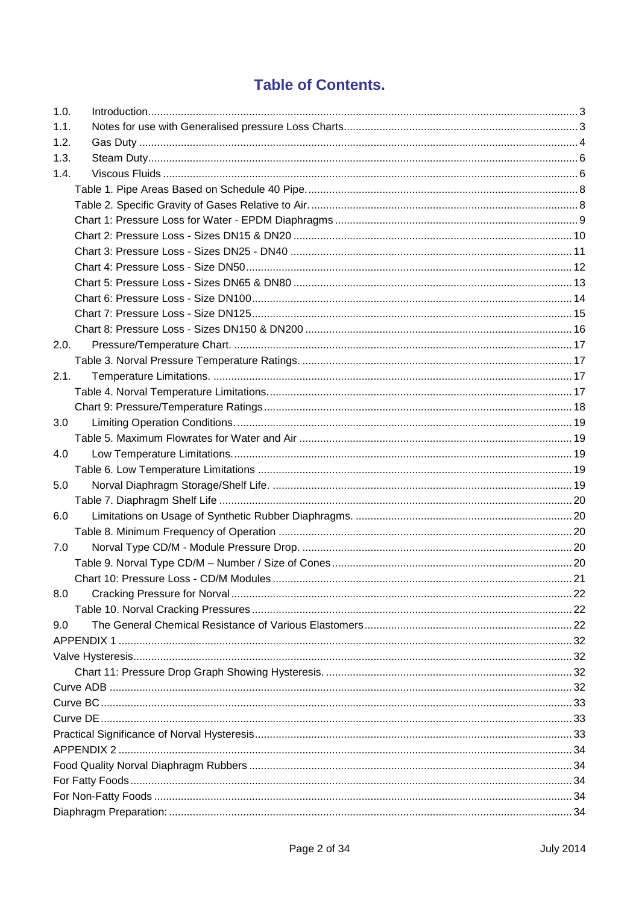# Table of Contents.

| | | |
|---|---|---|
| 1.0. | Introduction | 3 |
| 1.1. | Notes for use with Generalised pressure Loss Charts | 3 |
| 1.2. | Gas Duty | 4 |
| 1.3. | Steam Duty | 6 |
| 1.4. | Viscous Fluids | 6 |
| | Table 1. Pipe Areas Based on Schedule 40 Pipe. | 8 |
| | Table 2. Specific Gravity of Gases Relative to Air. | 8 |
| | Chart 1: Pressure Loss for Water - EPDM Diaphragms | 9 |
| | Chart 2: Pressure Loss - Sizes DN15 & DN20 | 10 |
| | Chart 3: Pressure Loss - Sizes DN25 - DN40 | 11 |
| | Chart 4: Pressure Loss - Size DN50 | 12 |
| | Chart 5: Pressure Loss - Sizes DN65 & DN80 | 13 |
| | Chart 6: Pressure Loss - Size DN100 | 14 |
| | Chart 7: Pressure Loss - Size DN125 | 15 |
| | Chart 8: Pressure Loss - Sizes DN150 & DN200 | 16 |
| 2.0. | Pressure/Temperature Chart. | 17 |
| | Table 3. Norval Pressure Temperature Ratings. | 17 |
| 2.1. | Temperature Limitations. | 17 |
| | Table 4. Norval Temperature Limitations. | 17 |
| | Chart 9: Pressure/Temperature Ratings | 18 |
| 3.0 | Limiting Operation Conditions. | 19 |
| | Table 5. Maximum Flowrates for Water and Air | 19 |
| 4.0 | Low Temperature Limitations. | 19 |
| | Table 6. Low Temperature Limitations | 19 |
| 5.0 | Norval Diaphragm Storage/Shelf Life. | 19 |
| | Table 7. Diaphragm Shelf Life | 20 |
| 6.0 | Limitations on Usage of Synthetic Rubber Diaphragms. | 20 |
| | Table 8. Minimum Frequency of Operation | 20 |
| 7.0 | Norval Type CD/M - Module Pressure Drop. | 20 |
| | Table 9. Norval Type CD/M – Number / Size of Cones | 20 |
| | Chart 10: Pressure Loss - CD/M Modules | 21 |
| 8.0 | Cracking Pressure for Norval | 22 |
| | Table 10. Norval Cracking Pressures | 22 |
| 9.0 | The General Chemical Resistance of Various Elastomers | 22 |
| APPENDIX 1 | | 32 |
| Valve Hysteresis | | 32 |
| | Chart 11: Pressure Drop Graph Showing Hysteresis. | 32 |
| Curve ADB | | 32 |
| Curve BC | | 33 |
| Curve DE | | 33 |
| Practical Significance of Norval Hysteresis | | 33 |
| APPENDIX 2 | | 34 |
| Food Quality Norval Diaphragm Rubbers | | 34 |
| For Fatty Foods | | 34 |
| For Non-Fatty Foods | | 34 |
| Diaphragm Preparation: | | 34 |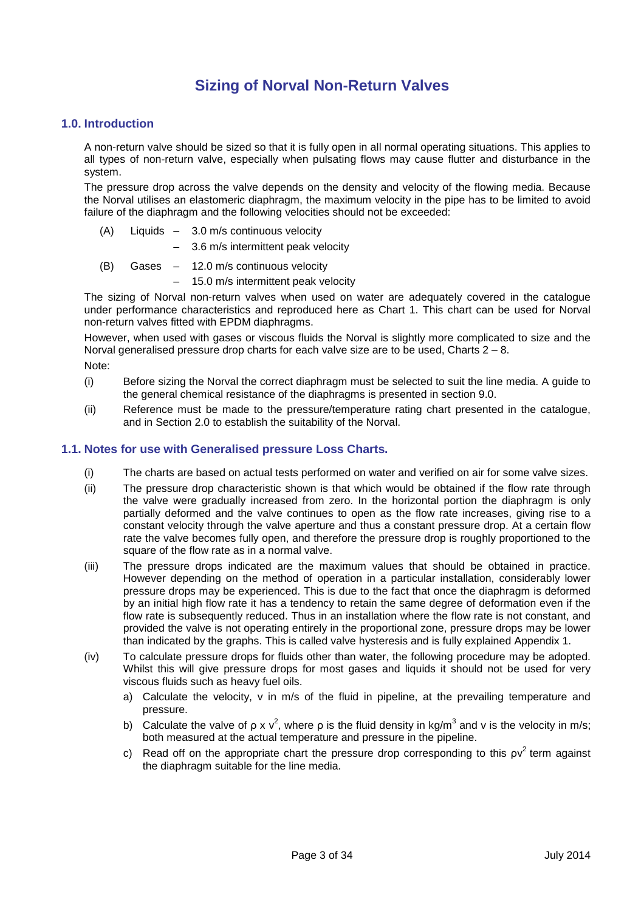# Sizing of Norval Non-Return Valves

## 1.0. Introduction

A non-return valve should be sized so that it is fully open in all normal operating situations. This applies to all types of non-return valve, especially when pulsating flows may cause flutter and disturbance in the system.

The pressure drop across the valve depends on the density and velocity of the flowing media. Because the Norval utilises an elastomeric diaphragm, the maximum velocity in the pipe has to be limited to avoid failure of the diaphragm and the following velocities should not be exceeded:

(A) Liquids – 3.0 m/s continuous velocity
– 3.6 m/s intermittent peak velocity

(B) Gases – 12.0 m/s continuous velocity
– 15.0 m/s intermittent peak velocity

The sizing of Norval non-return valves when used on water are adequately covered in the catalogue under performance characteristics and reproduced here as Chart 1. This chart can be used for Norval non-return valves fitted with EPDM diaphragms.

However, when used with gases or viscous fluids the Norval is slightly more complicated to size and the Norval generalised pressure drop charts for each valve size are to be used, Charts 2 – 8.

Note:

(i) Before sizing the Norval the correct diaphragm must be selected to suit the line media. A guide to the general chemical resistance of the diaphragms is presented in section 9.0.

(ii) Reference must be made to the pressure/temperature rating chart presented in the catalogue, and in Section 2.0 to establish the suitability of the Norval.

## 1.1. Notes for use with Generalised pressure Loss Charts.

(i) The charts are based on actual tests performed on water and verified on air for some valve sizes.

(ii) The pressure drop characteristic shown is that which would be obtained if the flow rate through the valve were gradually increased from zero. In the horizontal portion the diaphragm is only partially deformed and the valve continues to open as the flow rate increases, giving rise to a constant velocity through the valve aperture and thus a constant pressure drop. At a certain flow rate the valve becomes fully open, and therefore the pressure drop is roughly proportioned to the square of the flow rate as in a normal valve.

(iii) The pressure drops indicated are the maximum values that should be obtained in practice. However depending on the method of operation in a particular installation, considerably lower pressure drops may be experienced. This is due to the fact that once the diaphragm is deformed by an initial high flow rate it has a tendency to retain the same degree of deformation even if the flow rate is subsequently reduced. Thus in an installation where the flow rate is not constant, and provided the valve is not operating entirely in the proportional zone, pressure drops may be lower than indicated by the graphs. This is called valve hysteresis and is fully explained Appendix 1.

(iv) To calculate pressure drops for fluids other than water, the following procedure may be adopted. Whilst this will give pressure drops for most gases and liquids it should not be used for very viscous fluids such as heavy fuel oils.

a) Calculate the velocity, v in m/s of the fluid in pipeline, at the prevailing temperature and pressure.

b) Calculate the valve of $\rho \times v^2$, where $\rho$ is the fluid density in $kg/m^3$ and v is the velocity in m/s; both measured at the actual temperature and pressure in the pipeline.

c) Read off on the appropriate chart the pressure drop corresponding to this $\rho v^2$ term against the diaphragm suitable for the line media.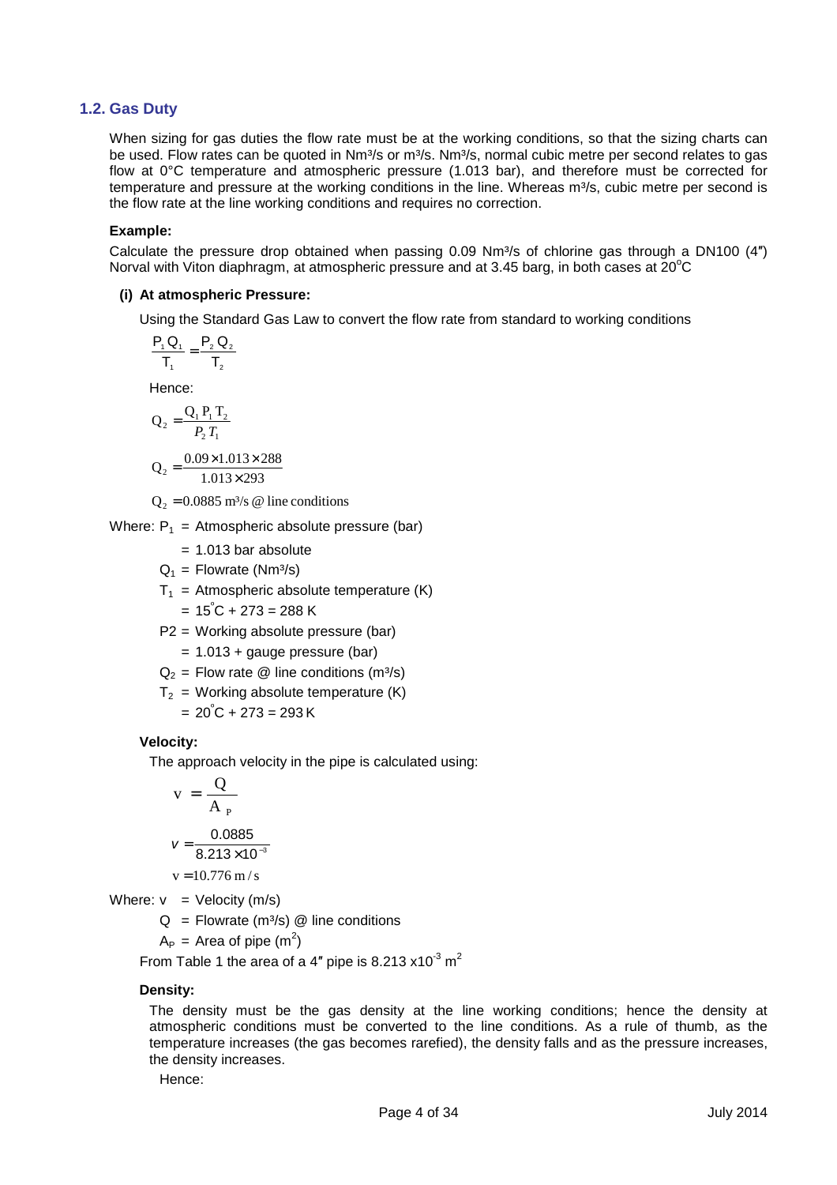## 1.2. Gas Duty

When sizing for gas duties the flow rate must be at the working conditions, so that the sizing charts can be used. Flow rates can be quoted in Nm³/s or m³/s. Nm³/s, normal cubic metre per second relates to gas flow at 0°C temperature and atmospheric pressure (1.013 bar), and therefore must be corrected for temperature and pressure at the working conditions in the line. Whereas m³/s, cubic metre per second is the flow rate at the line working conditions and requires no correction.

**Example:**

Calculate the pressure drop obtained when passing 0.09 Nm³/s of chlorine gas through a DN100 (4″) Norval with Viton diaphragm, at atmospheric pressure and at 3.45 barg, in both cases at 20°C

**(i) At atmospheric Pressure:**

Using the Standard Gas Law to convert the flow rate from standard to working conditions

$$\frac{P_1 Q_1}{T_1} = \frac{P_2 Q_2}{T_2}$$

Hence:

$$Q_2 = \frac{Q_1 P_1 T_2}{P_2 T_1}$$

$$Q_2 = \frac{0.09 \times 1.013 \times 288}{1.013 \times 293}$$

$$Q_2 = 0.0885 \text{ m}^3\text{/s @ line conditions}$$

Where: $P_1$ = Atmospheric absolute pressure (bar)

= 1.013 bar absolute

$Q_1$ = Flowrate (Nm³/s)

$T_1$ = Atmospheric absolute temperature (K)

= 15°C + 273 = 288 K

P2 = Working absolute pressure (bar)

= 1.013 + gauge pressure (bar)

$Q_2$ = Flow rate @ line conditions (m³/s)

$T_2$ = Working absolute temperature (K)

= 20°C + 273 = 293 K

**Velocity:**

The approach velocity in the pipe is calculated using:

$$v = \frac{Q}{A_P}$$

$$v = \frac{0.0885}{8.213 \times 10^{-3}}$$

$$v = 10.776 \text{ m/s}$$

Where: v = Velocity (m/s)

Q = Flowrate (m³/s) @ line conditions

$A_P$ = Area of pipe (m²)

From Table 1 the area of a 4″ pipe is 8.213 x10$^{-3}$ m²

**Density:**

The density must be the gas density at the line working conditions; hence the density at atmospheric conditions must be converted to the line conditions. As a rule of thumb, as the temperature increases (the gas becomes rarefied), the density falls and as the pressure increases, the density increases.

Hence: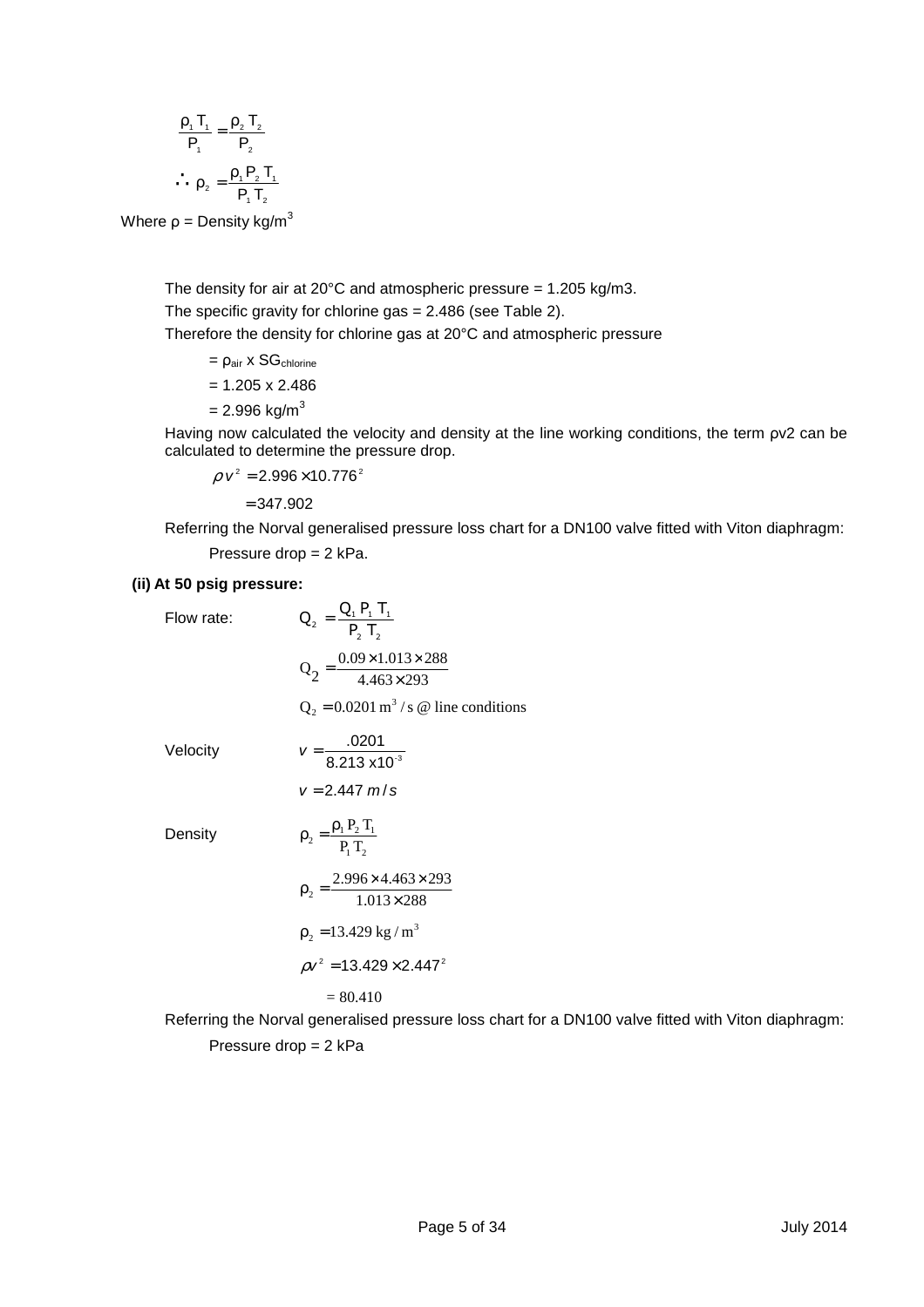$$\frac{\rho_1 T_1}{P_1} = \frac{\rho_2 T_2}{P_2}$$

$$\therefore \rho_2 = \frac{\rho_1 P_2 T_1}{P_1 T_2}$$

Where ρ = Density kg/m$^3$

The density for air at 20°C and atmospheric pressure = 1.205 kg/m3.

The specific gravity for chlorine gas = 2.486 (see Table 2).

Therefore the density for chlorine gas at 20°C and atmospheric pressure

$= \rho_{air} \times SG_{chlorine}$

$= 1.205 \times 2.486$

$= 2.996$ kg/m$^3$

Having now calculated the velocity and density at the line working conditions, the term ρv2 can be calculated to determine the pressure drop.

$$\rho v^2 = 2.996 \times 10.776^2$$

$$= 347.902$$

Referring the Norval generalised pressure loss chart for a DN100 valve fitted with Viton diaphragm:

Pressure drop = 2 kPa.

**(ii) At 50 psig pressure:**

Flow rate:

$$Q_2 = \frac{Q_1 P_1 T_1}{P_2 T_2}$$

$$Q_2 = \frac{0.09 \times 1.013 \times 288}{4.463 \times 293}$$

$$Q_2 = 0.0201\,\text{m}^3/\text{s} \text{ @ line conditions}$$

Velocity

$$v = \frac{.0201}{8.213 \times 10^{-3}}$$

$$v = 2.447\ m/s$$

Density

$$\rho_2 = \frac{\rho_1 P_2 T_1}{P_1 T_2}$$

$$\rho_2 = \frac{2.996 \times 4.463 \times 293}{1.013 \times 288}$$

$$\rho_2 = 13.429\ \text{kg}/\text{m}^3$$

$$\rho v^2 = 13.429 \times 2.447^2$$

$$= 80.410$$

Referring the Norval generalised pressure loss chart for a DN100 valve fitted with Viton diaphragm:

Pressure drop = 2 kPa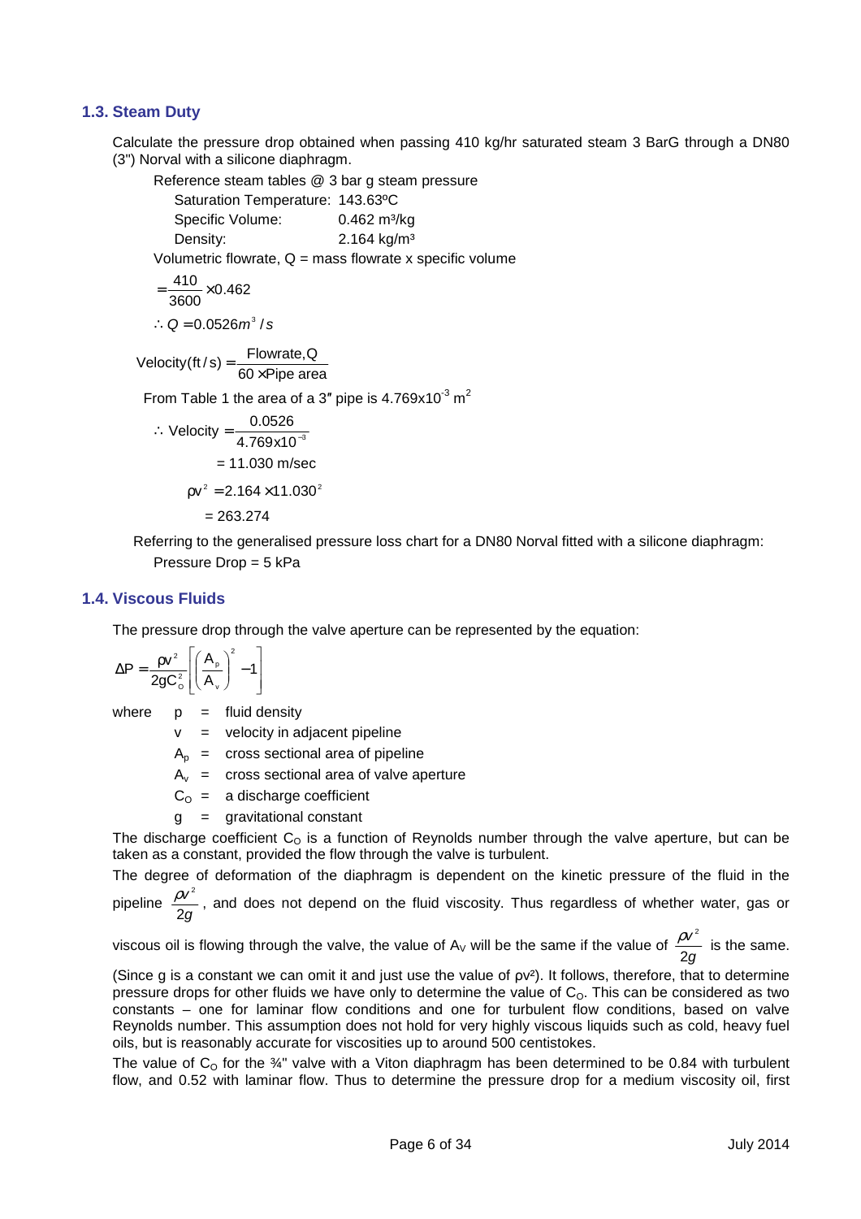### 1.3. Steam Duty

Calculate the pressure drop obtained when passing 410 kg/hr saturated steam 3 BarG through a DN80 (3") Norval with a silicone diaphragm.

Reference steam tables @ 3 bar g steam pressure

Saturation Temperature: 143.63ºC

Specific Volume: 0.462 m³/kg

Density: 2.164 kg/m³

Volumetric flowrate, Q = mass flowrate x specific volume

$$= \frac{410}{3600} \times 0.462$$

$$\therefore Q = 0.0526 m^3/s$$

$$\text{Velocity(ft/s)} = \frac{\text{Flowrate,Q}}{60 \times \text{Pipe area}}$$

From Table 1 the area of a 3″ pipe is $4.769\text{x}10^{-3}$ m$^2$

$$\therefore \text{ Velocity} = \frac{0.0526}{4.769\text{x}10^{-3}}$$

$$= 11.030 \text{ m/sec}$$

$$\rho v^2 = 2.164 \times 11.030^2$$

$$= 263.274$$

Referring to the generalised pressure loss chart for a DN80 Norval fitted with a silicone diaphragm:

Pressure Drop = 5 kPa

### 1.4. Viscous Fluids

The pressure drop through the valve aperture can be represented by the equation:

$$\Delta P = \frac{\rho v^2}{2gC_O^2}\left[\left(\frac{A_p}{A_v}\right)^2 - 1\right]$$

where
- p = fluid density
- v = velocity in adjacent pipeline
- $A_p$ = cross sectional area of pipeline
- $A_v$ = cross sectional area of valve aperture
- $C_O$ = a discharge coefficient
- g = gravitational constant

The discharge coefficient $C_O$ is a function of Reynolds number through the valve aperture, but can be taken as a constant, provided the flow through the valve is turbulent.

The degree of deformation of the diaphragm is dependent on the kinetic pressure of the fluid in the pipeline $\frac{\rho v^2}{2g}$, and does not depend on the fluid viscosity. Thus regardless of whether water, gas or viscous oil is flowing through the valve, the value of $A_V$ will be the same if the value of $\frac{\rho v^2}{2g}$ is the same. (Since g is a constant we can omit it and just use the value of ρv²). It follows, therefore, that to determine pressure drops for other fluids we have only to determine the value of $C_O$. This can be considered as two constants – one for laminar flow conditions and one for turbulent flow conditions, based on valve Reynolds number. This assumption does not hold for very highly viscous liquids such as cold, heavy fuel oils, but is reasonably accurate for viscosities up to around 500 centistokes.

The value of $C_O$ for the ¾" valve with a Viton diaphragm has been determined to be 0.84 with turbulent flow, and 0.52 with laminar flow. Thus to determine the pressure drop for a medium viscosity oil, first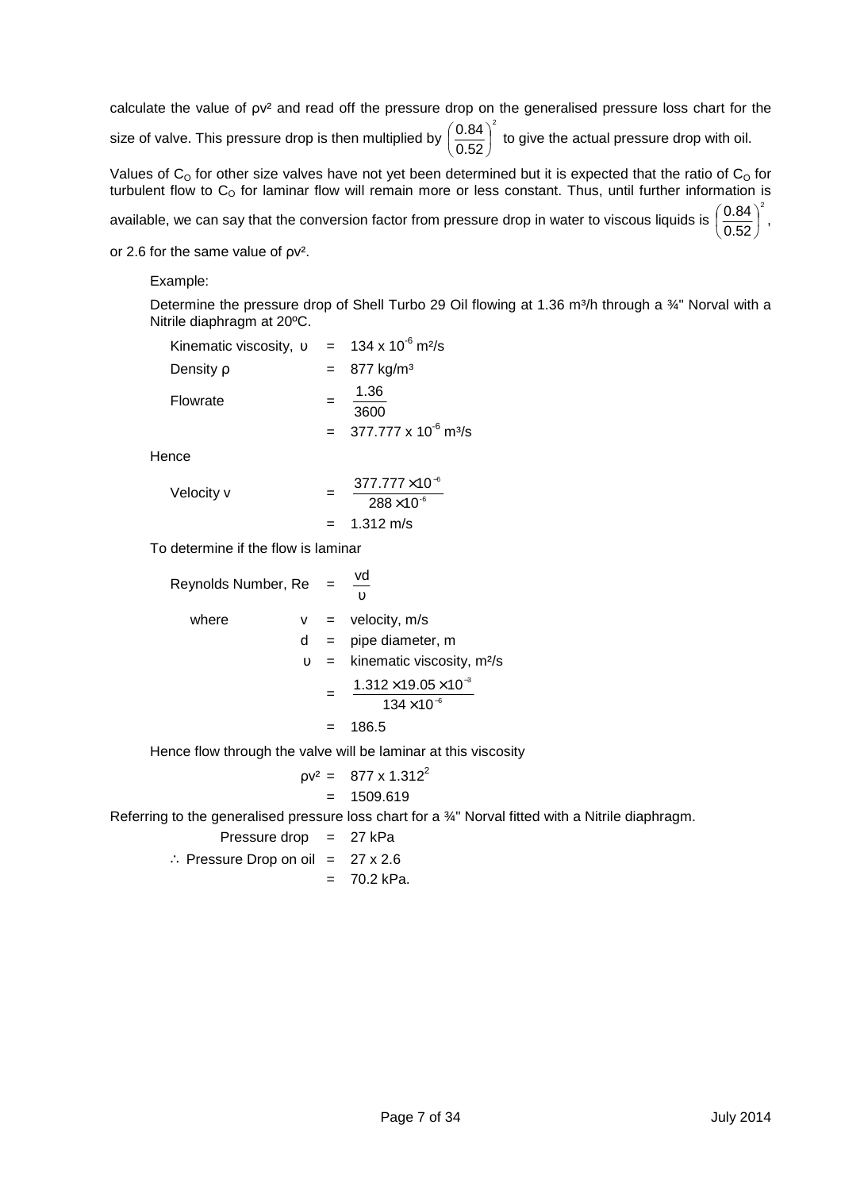calculate the value of $\rho v^2$ and read off the pressure drop on the generalised pressure loss chart for the size of valve. This pressure drop is then multiplied by $\left(\frac{0.84}{0.52}\right)^2$ to give the actual pressure drop with oil.

Values of $C_O$ for other size valves have not yet been determined but it is expected that the ratio of $C_O$ for turbulent flow to $C_O$ for laminar flow will remain more or less constant. Thus, until further information is available, we can say that the conversion factor from pressure drop in water to viscous liquids is $\left(\frac{0.84}{0.52}\right)^2$, or 2.6 for the same value of $\rho v^2$.

Example:

Determine the pressure drop of Shell Turbo 29 Oil flowing at 1.36 m³/h through a ¾" Norval with a Nitrile diaphragm at 20ºC.

$$\text{Kinematic viscosity, } \upsilon = 134 \times 10^{-6} \text{ m}^2\text{/s}$$

$$\text{Density } \rho = 877 \text{ kg/m}^3$$

$$\text{Flowrate} = \frac{1.36}{3600} = 377.777 \times 10^{-6} \text{ m}^3\text{/s}$$

Hence

$$\text{Velocity } v = \frac{377.777 \times 10^{-6}}{288 \times 10^{-6}} = 1.312 \text{ m/s}$$

To determine if the flow is laminar

$$\text{Reynolds Number, Re} = \frac{vd}{\upsilon}$$

where
- $v$ = velocity, m/s
- $d$ = pipe diameter, m
- $\upsilon$ = kinematic viscosity, m²/s

$$= \frac{1.312 \times 19.05 \times 10^{-3}}{134 \times 10^{-6}} = 186.5$$

Hence flow through the valve will be laminar at this viscosity

$$\rho v^2 = 877 \times 1.312^2 = 1509.619$$

Referring to the generalised pressure loss chart for a ¾" Norval fitted with a Nitrile diaphragm.

$$\text{Pressure drop} = 27 \text{ kPa}$$

$$\therefore \text{ Pressure Drop on oil} = 27 \times 2.6 = 70.2 \text{ kPa.}$$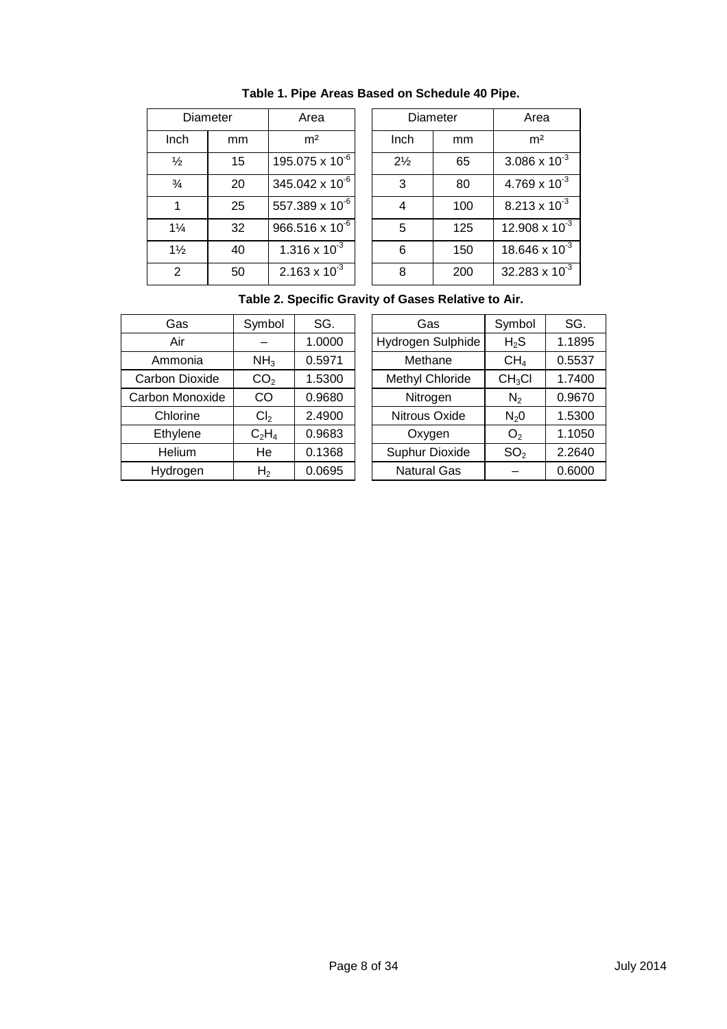**Table 1. Pipe Areas Based on Schedule 40 Pipe.**

| Diameter | | Area | Diameter | | Area |
|---|---|---|---|---|---|
| Inch | mm | m² | Inch | mm | m² |
| ½ | 15 | $195.075 \times 10^{-6}$ | 2½ | 65 | $3.086 \times 10^{-3}$ |
| ¾ | 20 | $345.042 \times 10^{-6}$ | 3 | 80 | $4.769 \times 10^{-3}$ |
| 1 | 25 | $557.389 \times 10^{-6}$ | 4 | 100 | $8.213 \times 10^{-3}$ |
| 1¼ | 32 | $966.516 \times 10^{-6}$ | 5 | 125 | $12.908 \times 10^{-3}$ |
| 1½ | 40 | $1.316 \times 10^{-3}$ | 6 | 150 | $18.646 \times 10^{-3}$ |
| 2 | 50 | $2.163 \times 10^{-3}$ | 8 | 200 | $32.283 \times 10^{-3}$ |

**Table 2. Specific Gravity of Gases Relative to Air.**

| Gas | Symbol | SG. | Gas | Symbol | SG. |
|---|---|---|---|---|---|
| Air | – | 1.0000 | Hydrogen Sulphide | $H_2S$ | 1.1895 |
| Ammonia | $NH_3$ | 0.5971 | Methane | $CH_4$ | 0.5537 |
| Carbon Dioxide | $CO_2$ | 1.5300 | Methyl Chloride | $CH_3Cl$ | 1.7400 |
| Carbon Monoxide | CO | 0.9680 | Nitrogen | $N_2$ | 0.9670 |
| Chlorine | $Cl_2$ | 2.4900 | Nitrous Oxide | $N_20$ | 1.5300 |
| Ethylene | $C_2H_4$ | 0.9683 | Oxygen | $O_2$ | 1.1050 |
| Helium | He | 0.1368 | Suphur Dioxide | $SO_2$ | 2.2640 |
| Hydrogen | $H_2$ | 0.0695 | Natural Gas | – | 0.6000 |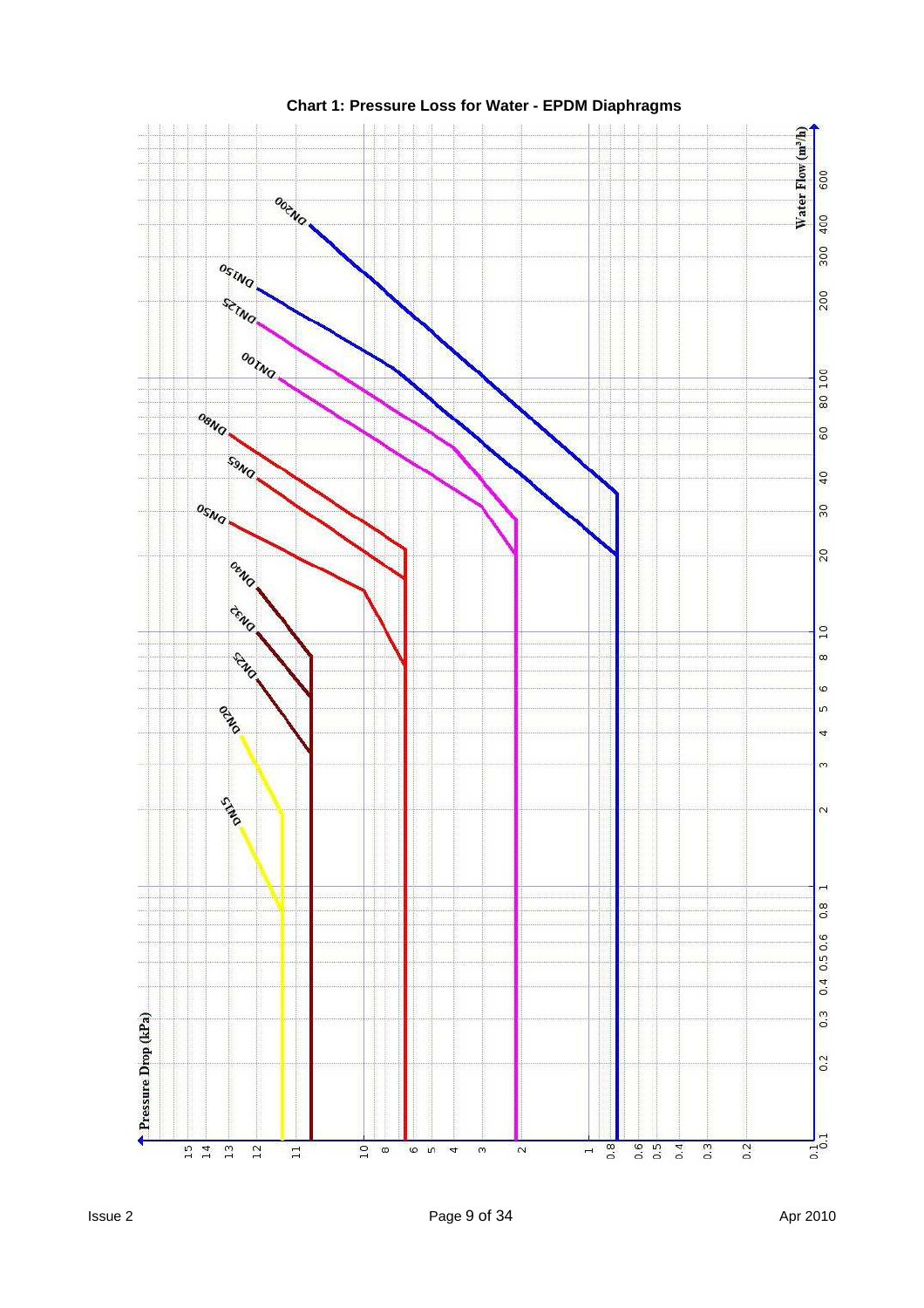**Chart 1: Pressure Loss for Water - EPDM Diaphragms**

Water Flow (m³/h)

Pressure Drop (kPa)

DN200

DN150

DN125

DN100

DN80

DN65

DN50

DN40

DN32

DN25

DN20

DN15

0.1 0.2 0.3 0.4 0.5 0.6 0.8 1 2 3 4 5 6 8 10 20 30 40 60 80 100 200 300 400 600

15 14 13 12 11 10 8 6 5 4 3 2 1 0.8 0.6 0.5 0.4 0.3 0.2 0.1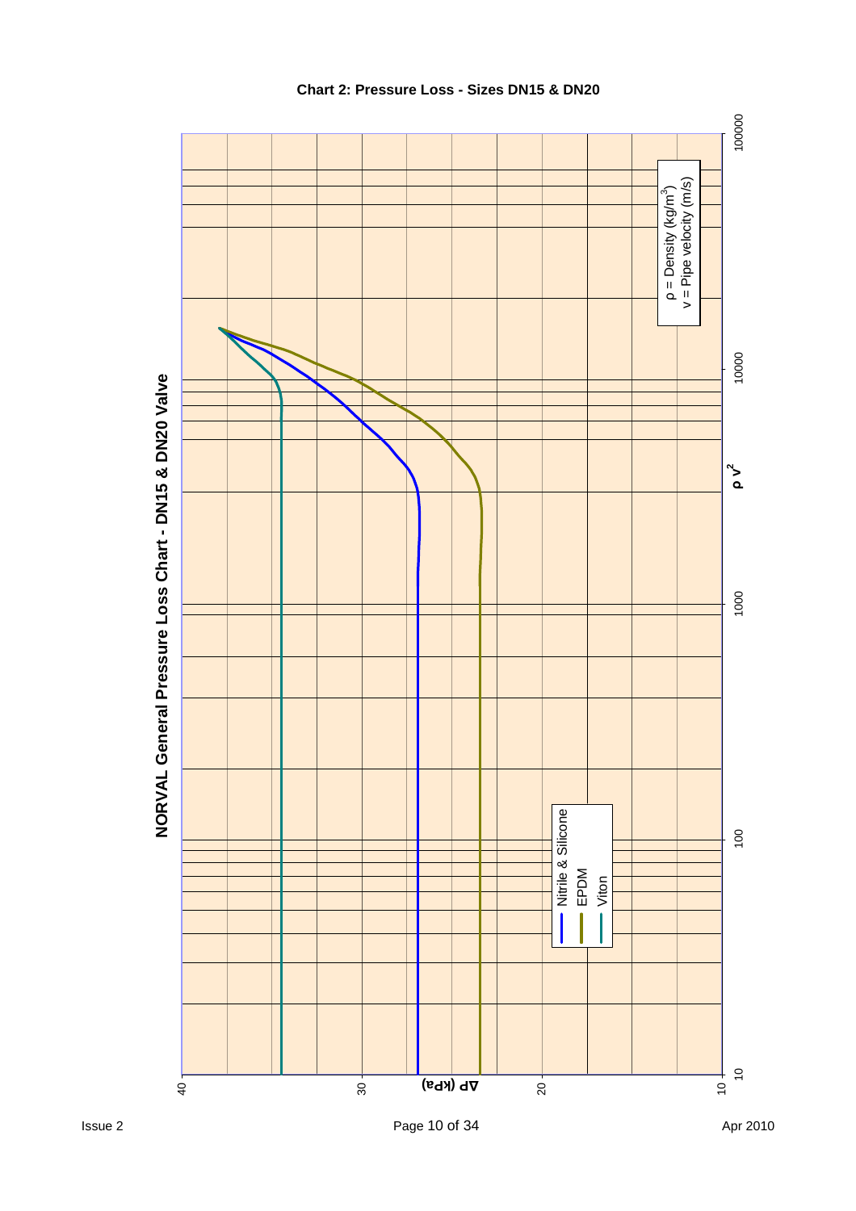## Chart 2: Pressure Loss - Sizes DN15 & DN20

**NORVAL General Pressure Loss Chart - DN15 & DN20 Valve**

ΔP (kPa): 10, 20, 30, 40

$\rho v^2$: 10, 100, 1000, 10000, 100000

$\rho$ = Density ($kg/m^3$)
v = Pipe velocity (m/s)

- Nitrile & Silicone
- EPDM
- Viton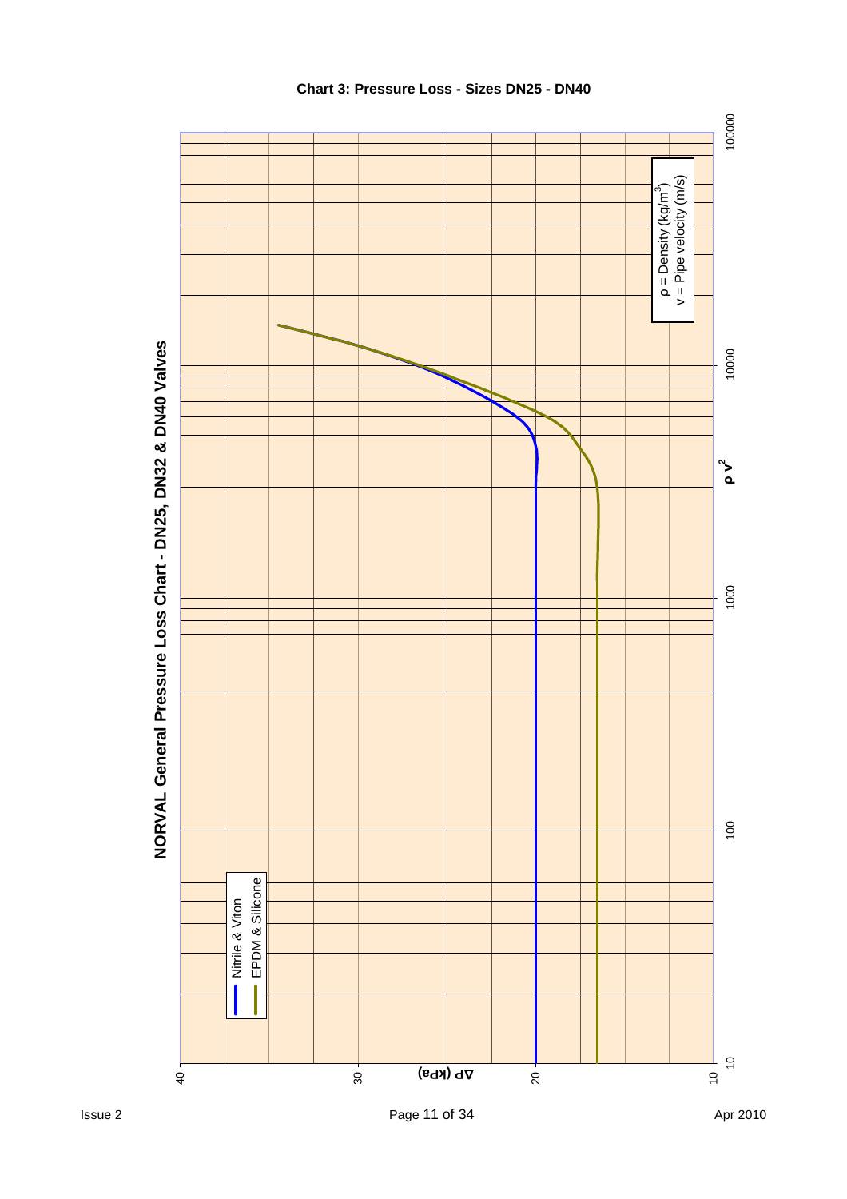**Chart 3: Pressure Loss - Sizes DN25 - DN40**

## NORVAL General Pressure Loss Chart - DN25, DN32 & DN40 Valves

- Nitrile & Viton
- EPDM & Silicone

$\rho$ = Density (kg/m$^3$)
v = Pipe velocity (m/s)

ΔP (kPa): 10, 20, 30, 40

$\rho v^2$: 10, 100, 1000, 10000, 100000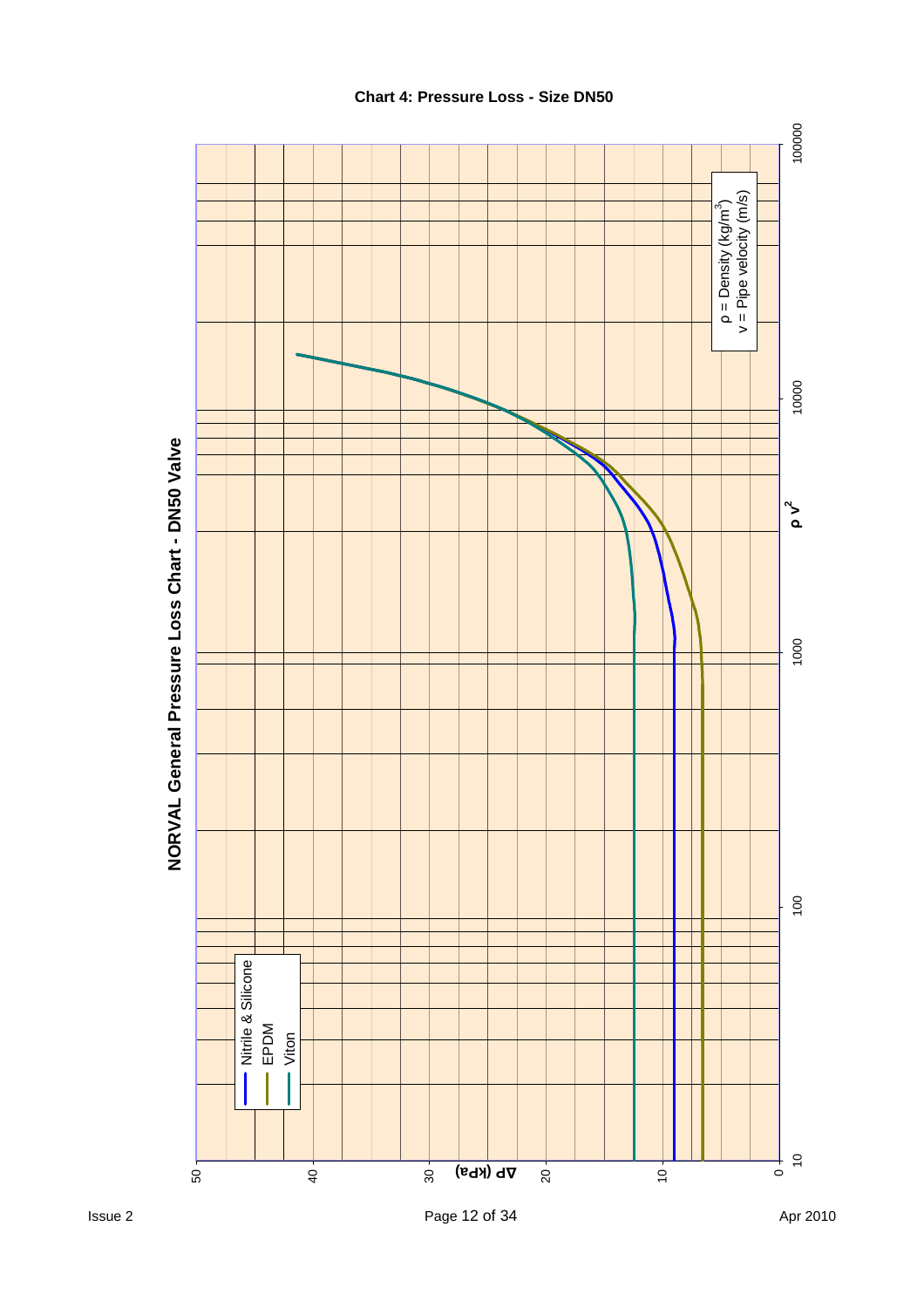**Chart 4: Pressure Loss - Size DN50**

## NORVAL General Pressure Loss Chart - DN50 Valve

Legend:
- Nitrile & Silicone
- EPDM
- Viton

$\rho$ = Density (kg/m$^3$)
v = Pipe velocity (m/s)

Y-axis: $\Delta P$ (kPa) — 0, 10, 20, 30, 40, 50

X-axis: $\rho\, v^2$ — 10, 100, 1000, 10000, 100000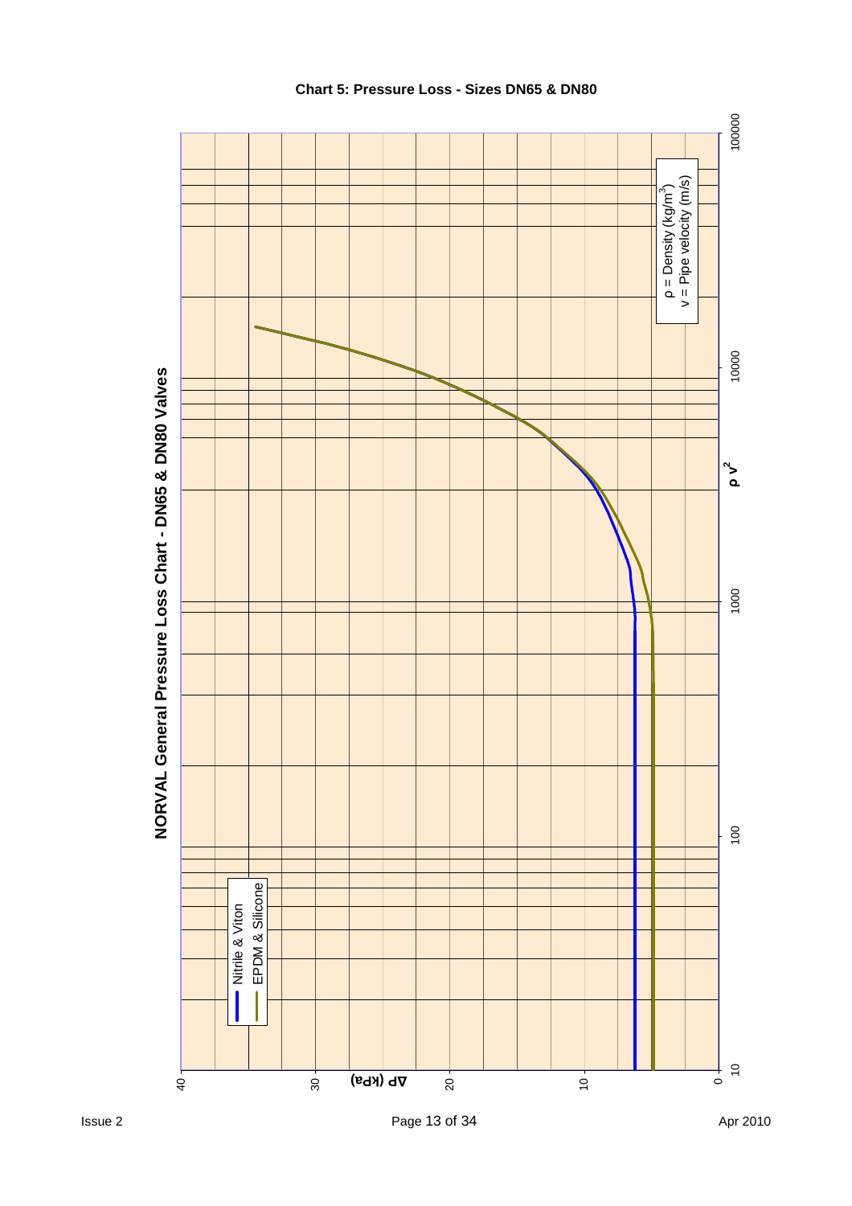## Chart 5: Pressure Loss - Sizes DN65 & DN80

### NORVAL General Pressure Loss Chart - DN65 & DN80 Valves

Legend:
- Nitrile & Viton
- EPDM & Silicone

$\rho$ = Density (kg/m$^3$)
v = Pipe velocity (m/s)

Y-axis: ΔP (kPa) — 0, 10, 20, 30, 40

X-axis: $\rho$ v$^2$ — 10, 100, 1000, 10000, 100000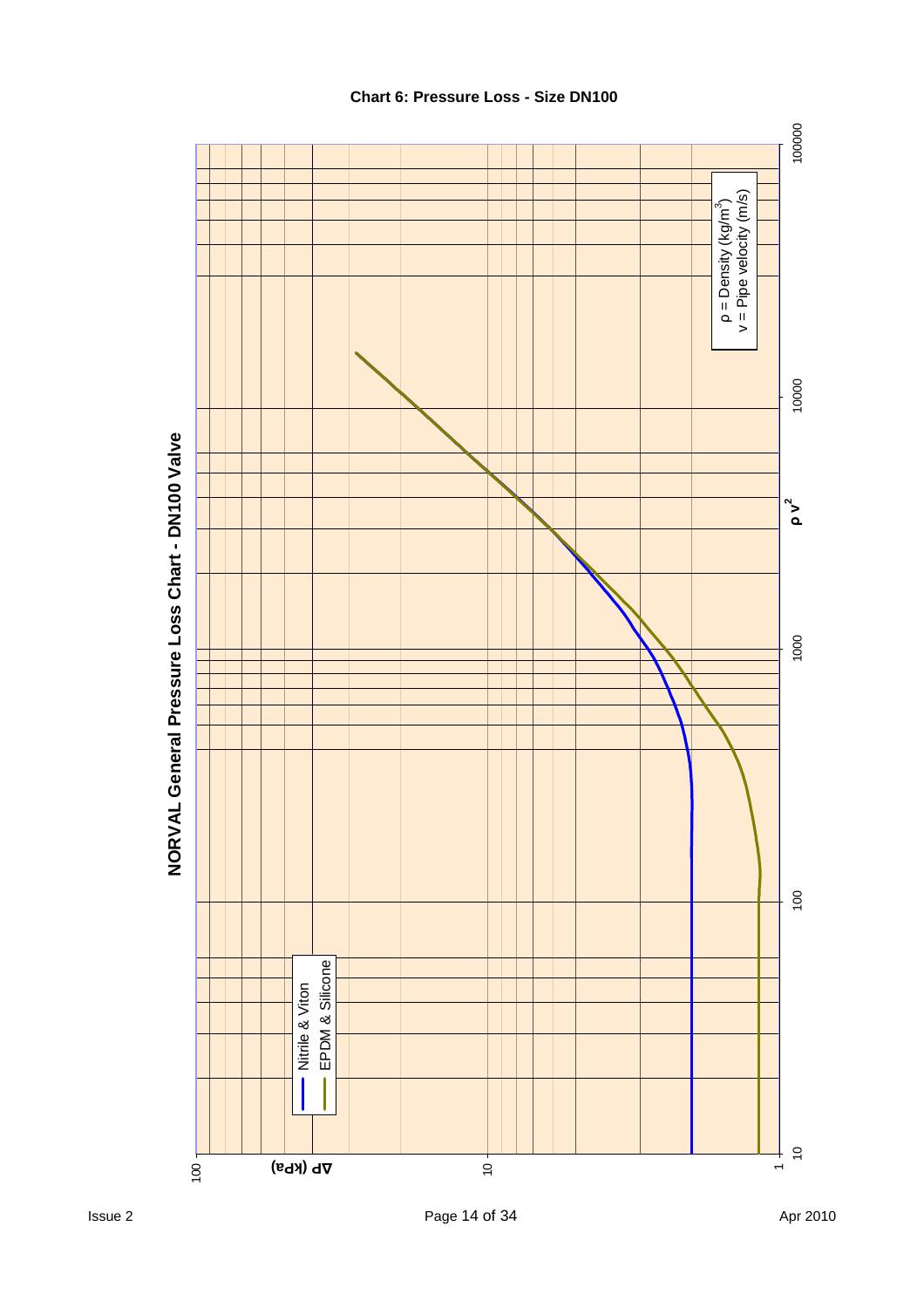**Chart 6: Pressure Loss - Size DN100**

## NORVAL General Pressure Loss Chart - DN100 Valve

ΔP (kPa)

100

10

1

10

100

1000

10000

100000

$\rho v^2$

Nitrile & Viton

EPDM & Silicone

$\rho$ = Density (kg/m$^3$)

v = Pipe velocity (m/s)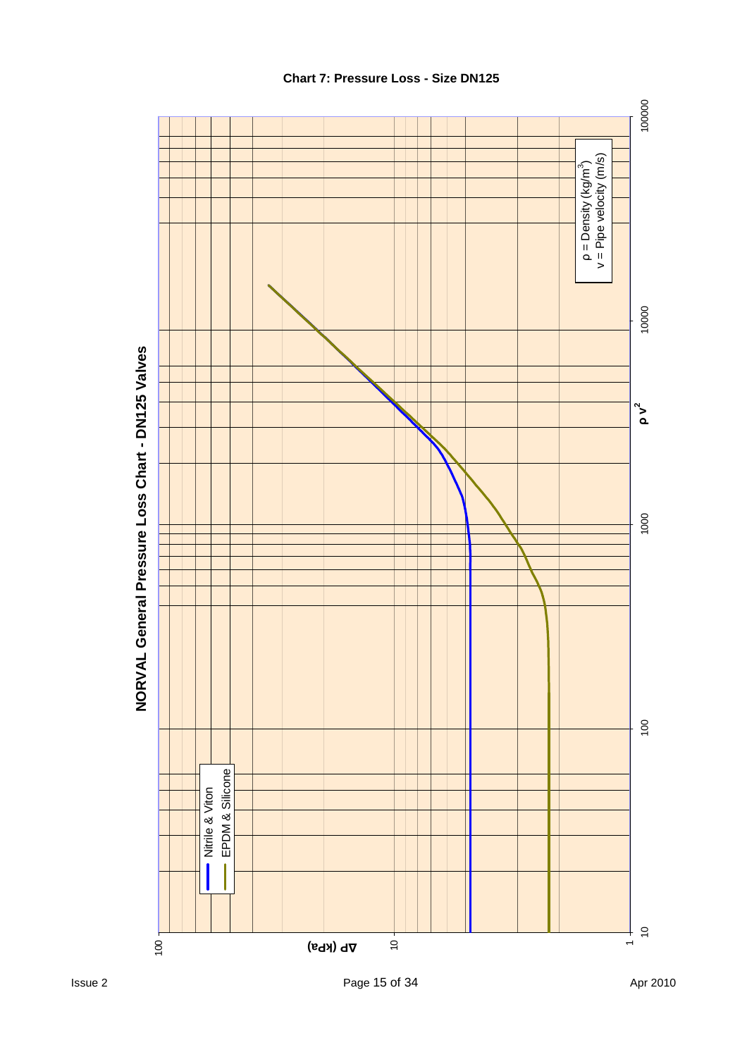**Chart 7: Pressure Loss - Size DN125**

## NORVAL General Pressure Loss Chart - DN125 Valves

- Nitrile & Viton
- EPDM & Silicone

$\rho$ = Density (kg/m$^3$)
v = Pipe velocity (m/s)

ΔP (kPa)

$\rho v^2$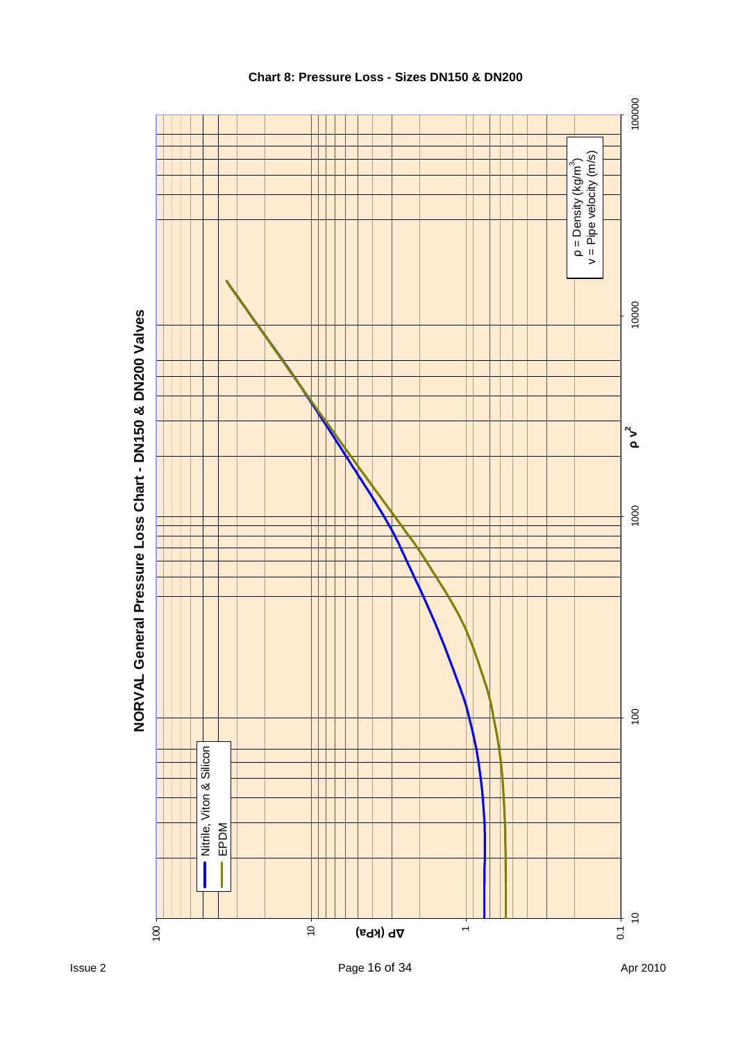## Chart 8: Pressure Loss - Sizes DN150 & DN200

**NORVAL General Pressure Loss Chart - DN150 & DN200 Valves**

- Nitrile, Viton & Silicon
- EPDM

$\rho$ = Density (kg/m$^3$)
v = Pipe velocity (m/s)

**ΔP (kPa)**: 0.1, 1, 10, 100

**$\rho$ v$^2$**: 10, 100, 1000, 10000, 100000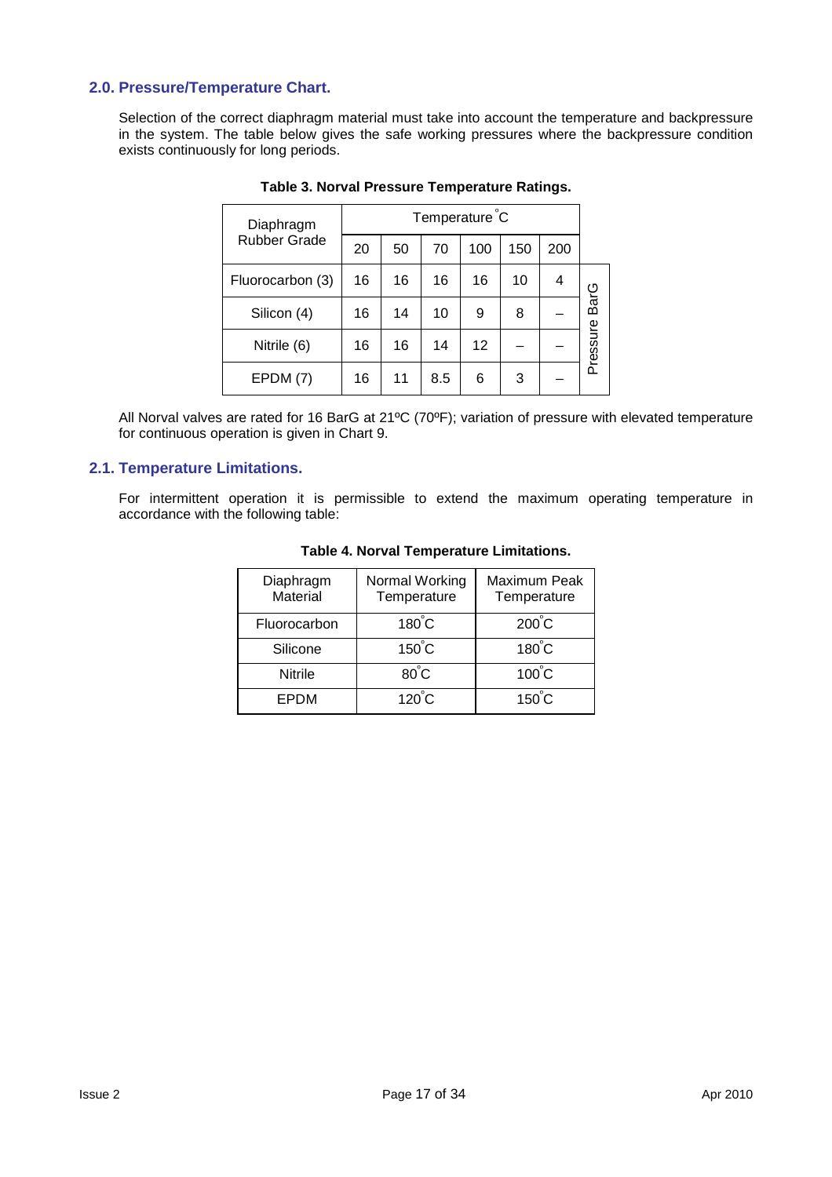## 2.0. Pressure/Temperature Chart.

Selection of the correct diaphragm material must take into account the temperature and backpressure in the system. The table below gives the safe working pressures where the backpressure condition exists continuously for long periods.

**Table 3. Norval Pressure Temperature Ratings.**

| Diaphragm Rubber Grade | Temperature °C | | | | | | |
|---|---|---|---|---|---|---|---|
| | 20 | 50 | 70 | 100 | 150 | 200 | |
| Fluorocarbon (3) | 16 | 16 | 16 | 16 | 10 | 4 | Pressure BarG |
| Silicon (4) | 16 | 14 | 10 | 9 | 8 | – | |
| Nitrile (6) | 16 | 16 | 14 | 12 | – | – | |
| EPDM (7) | 16 | 11 | 8.5 | 6 | 3 | – | |

All Norval valves are rated for 16 BarG at 21ºC (70ºF); variation of pressure with elevated temperature for continuous operation is given in Chart 9.

## 2.1. Temperature Limitations.

For intermittent operation it is permissible to extend the maximum operating temperature in accordance with the following table:

**Table 4. Norval Temperature Limitations.**

| Diaphragm Material | Normal Working Temperature | Maximum Peak Temperature |
|---|---|---|
| Fluorocarbon | 180°C | 200°C |
| Silicone | 150°C | 180°C |
| Nitrile | 80°C | 100°C |
| EPDM | 120°C | 150°C |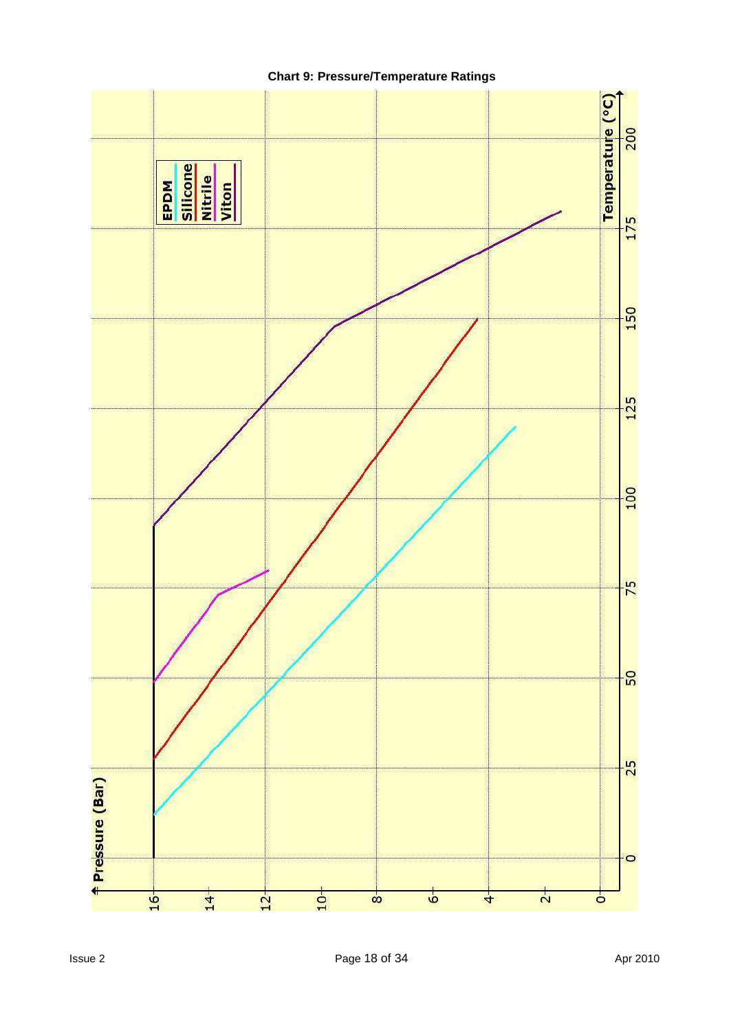**Chart 9: Pressure/Temperature Ratings**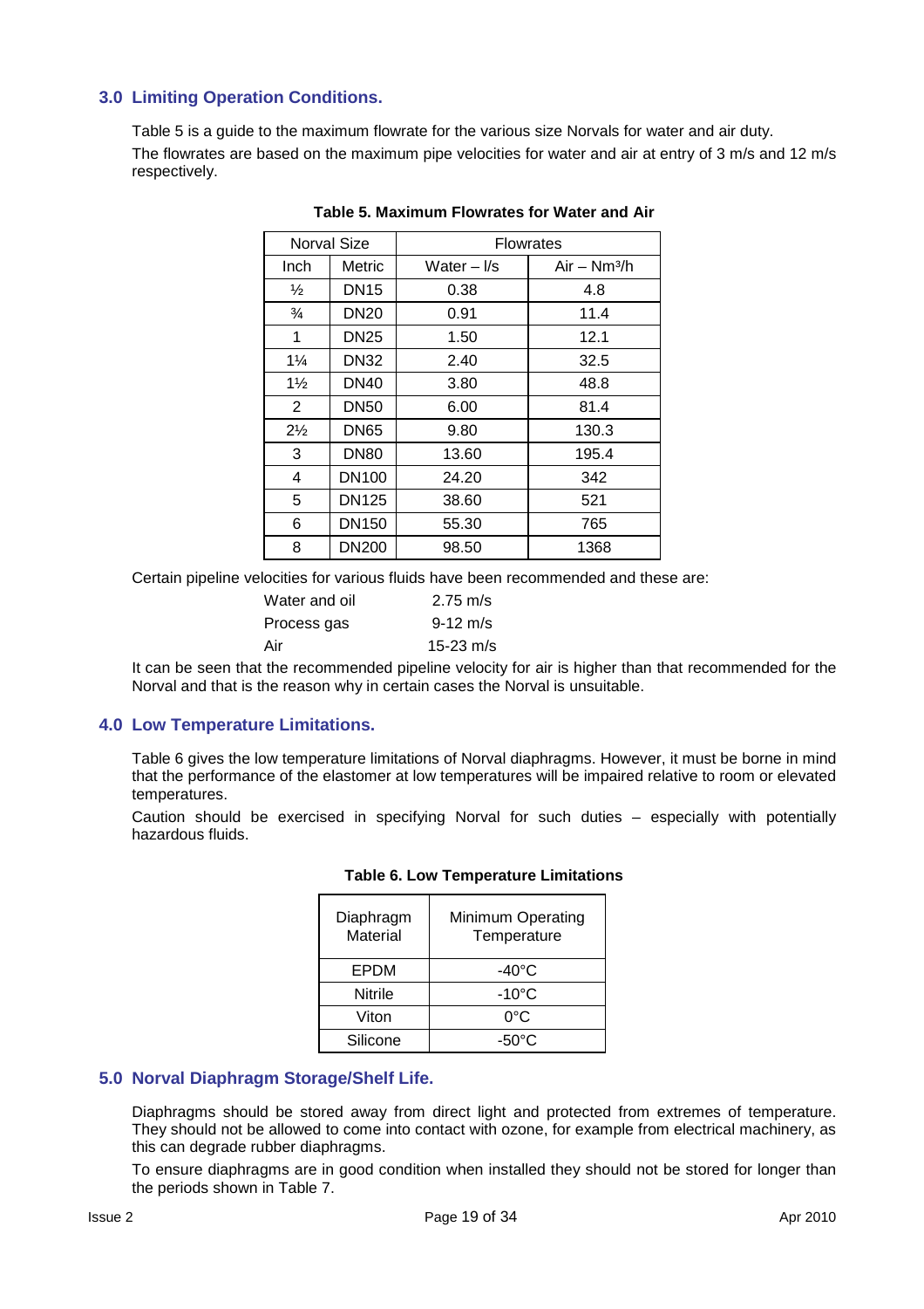## 3.0 Limiting Operation Conditions.

Table 5 is a guide to the maximum flowrate for the various size Norvals for water and air duty.

The flowrates are based on the maximum pipe velocities for water and air at entry of 3 m/s and 12 m/s respectively.

**Table 5. Maximum Flowrates for Water and Air**

| Norval Size | | Flowrates | |
|---|---|---|---|
| Inch | Metric | Water – l/s | Air – $Nm^3/h$ |
| ½ | DN15 | 0.38 | 4.8 |
| ¾ | DN20 | 0.91 | 11.4 |
| 1 | DN25 | 1.50 | 12.1 |
| 1¼ | DN32 | 2.40 | 32.5 |
| 1½ | DN40 | 3.80 | 48.8 |
| 2 | DN50 | 6.00 | 81.4 |
| 2½ | DN65 | 9.80 | 130.3 |
| 3 | DN80 | 13.60 | 195.4 |
| 4 | DN100 | 24.20 | 342 |
| 5 | DN125 | 38.60 | 521 |
| 6 | DN150 | 55.30 | 765 |
| 8 | DN200 | 98.50 | 1368 |

Certain pipeline velocities for various fluids have been recommended and these are:

| | |
|---|---|
| Water and oil | 2.75 m/s |
| Process gas | 9-12 m/s |
| Air | 15-23 m/s |

It can be seen that the recommended pipeline velocity for air is higher than that recommended for the Norval and that is the reason why in certain cases the Norval is unsuitable.

## 4.0 Low Temperature Limitations.

Table 6 gives the low temperature limitations of Norval diaphragms. However, it must be borne in mind that the performance of the elastomer at low temperatures will be impaired relative to room or elevated temperatures.

Caution should be exercised in specifying Norval for such duties – especially with potentially hazardous fluids.

**Table 6. Low Temperature Limitations**

| Diaphragm Material | Minimum Operating Temperature |
|---|---|
| EPDM | -40°C |
| Nitrile | -10°C |
| Viton | 0°C |
| Silicone | -50°C |

## 5.0 Norval Diaphragm Storage/Shelf Life.

Diaphragms should be stored away from direct light and protected from extremes of temperature. They should not be allowed to come into contact with ozone, for example from electrical machinery, as this can degrade rubber diaphragms.

To ensure diaphragms are in good condition when installed they should not be stored for longer than the periods shown in Table 7.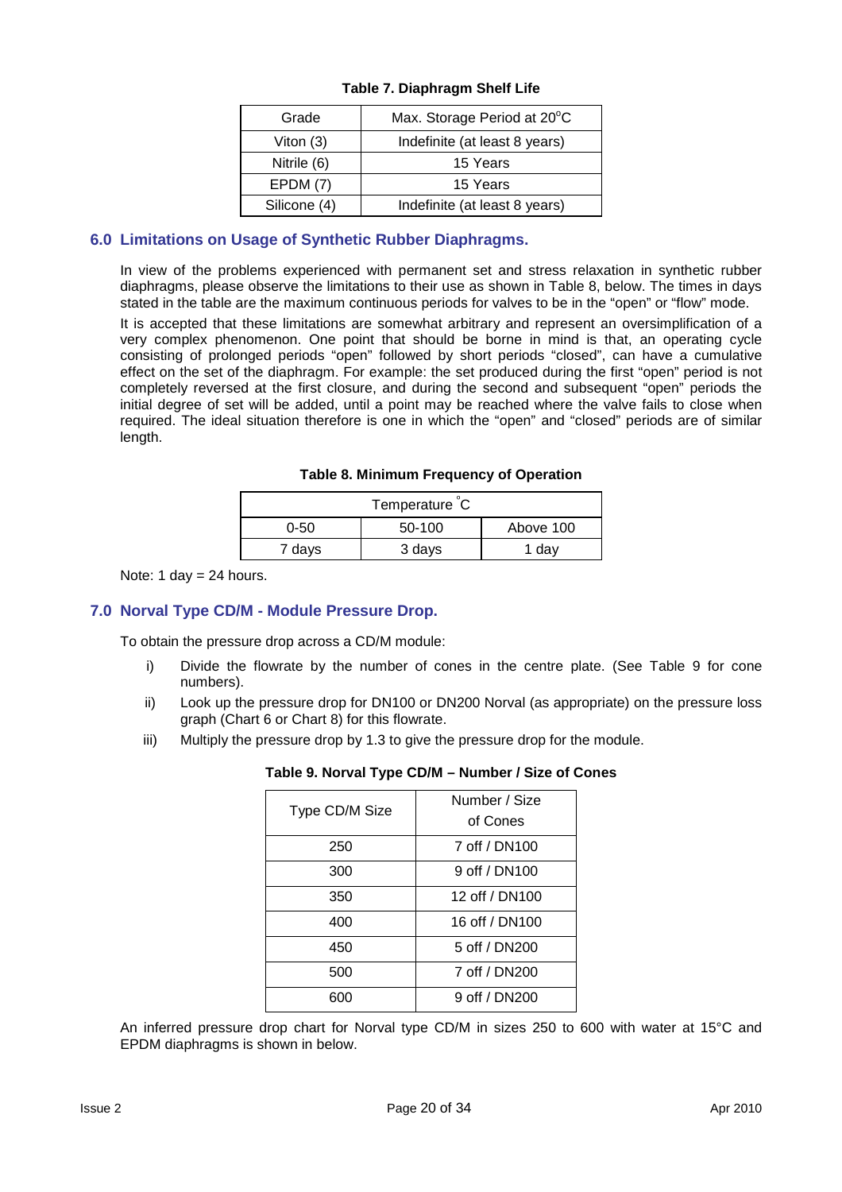**Table 7. Diaphragm Shelf Life**

| Grade | Max. Storage Period at 20°C |
| --- | --- |
| Viton (3) | Indefinite (at least 8 years) |
| Nitrile (6) | 15 Years |
| EPDM (7) | 15 Years |
| Silicone (4) | Indefinite (at least 8 years) |

## 6.0 Limitations on Usage of Synthetic Rubber Diaphragms.

In view of the problems experienced with permanent set and stress relaxation in synthetic rubber diaphragms, please observe the limitations to their use as shown in Table 8, below. The times in days stated in the table are the maximum continuous periods for valves to be in the "open" or "flow" mode.

It is accepted that these limitations are somewhat arbitrary and represent an oversimplification of a very complex phenomenon. One point that should be borne in mind is that, an operating cycle consisting of prolonged periods "open" followed by short periods "closed", can have a cumulative effect on the set of the diaphragm. For example: the set produced during the first "open" period is not completely reversed at the first closure, and during the second and subsequent "open" periods the initial degree of set will be added, until a point may be reached where the valve fails to close when required. The ideal situation therefore is one in which the "open" and "closed" periods are of similar length.

**Table 8. Minimum Frequency of Operation**

| Temperature °C | | |
| --- | --- | --- |
| 0-50 | 50-100 | Above 100 |
| 7 days | 3 days | 1 day |

Note: 1 day = 24 hours.

## 7.0 Norval Type CD/M - Module Pressure Drop.

To obtain the pressure drop across a CD/M module:

i) Divide the flowrate by the number of cones in the centre plate. (See Table 9 for cone numbers).

ii) Look up the pressure drop for DN100 or DN200 Norval (as appropriate) on the pressure loss graph (Chart 6 or Chart 8) for this flowrate.

iii) Multiply the pressure drop by 1.3 to give the pressure drop for the module.

**Table 9. Norval Type CD/M – Number / Size of Cones**

| Type CD/M Size | Number / Size of Cones |
| --- | --- |
| 250 | 7 off / DN100 |
| 300 | 9 off / DN100 |
| 350 | 12 off / DN100 |
| 400 | 16 off / DN100 |
| 450 | 5 off / DN200 |
| 500 | 7 off / DN200 |
| 600 | 9 off / DN200 |

An inferred pressure drop chart for Norval type CD/M in sizes 250 to 600 with water at 15°C and EPDM diaphragms is shown in below.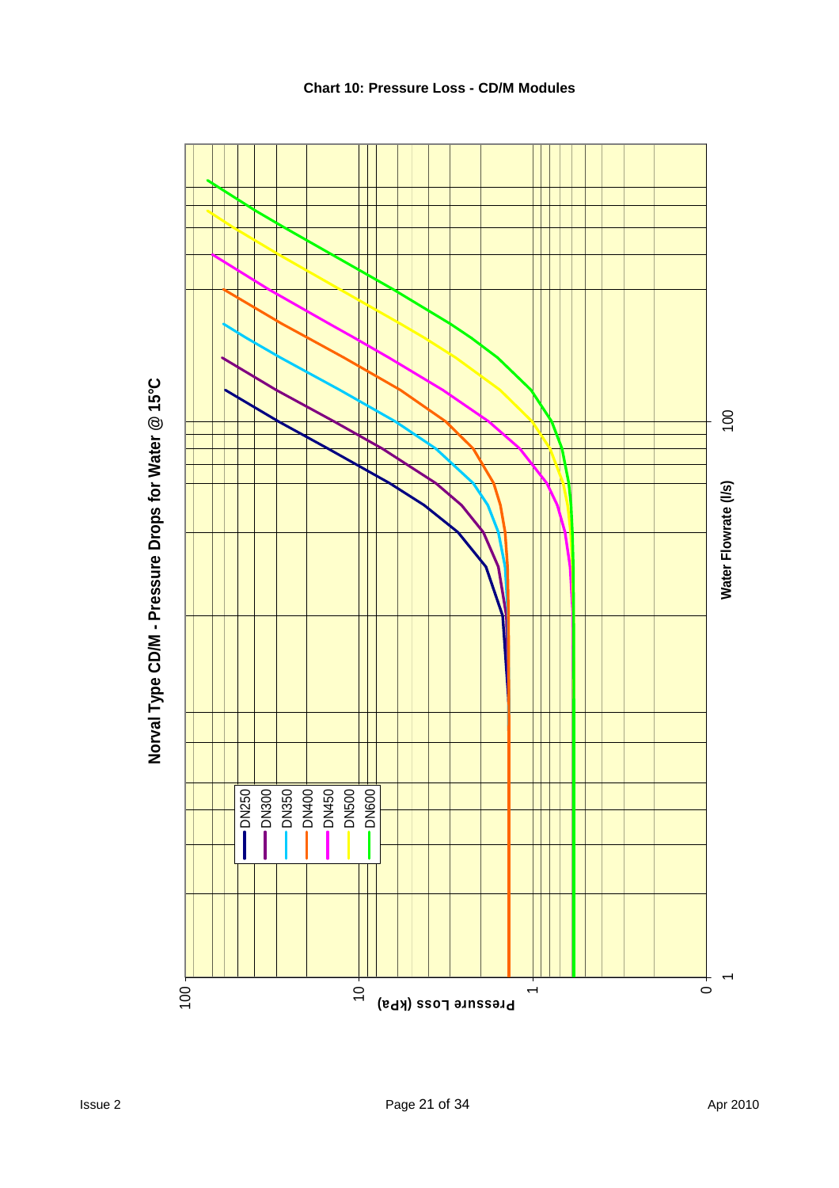**Chart 10: Pressure Loss - CD/M Modules**

**Norval Type CD/M - Pressure Drops for Water @ 15°C**

Pressure Loss (kPa): 100, 10, 1, 0

Water Flowrate (l/s): 1, 100

DN250
DN300
DN350
DN400
DN450
DN500
DN600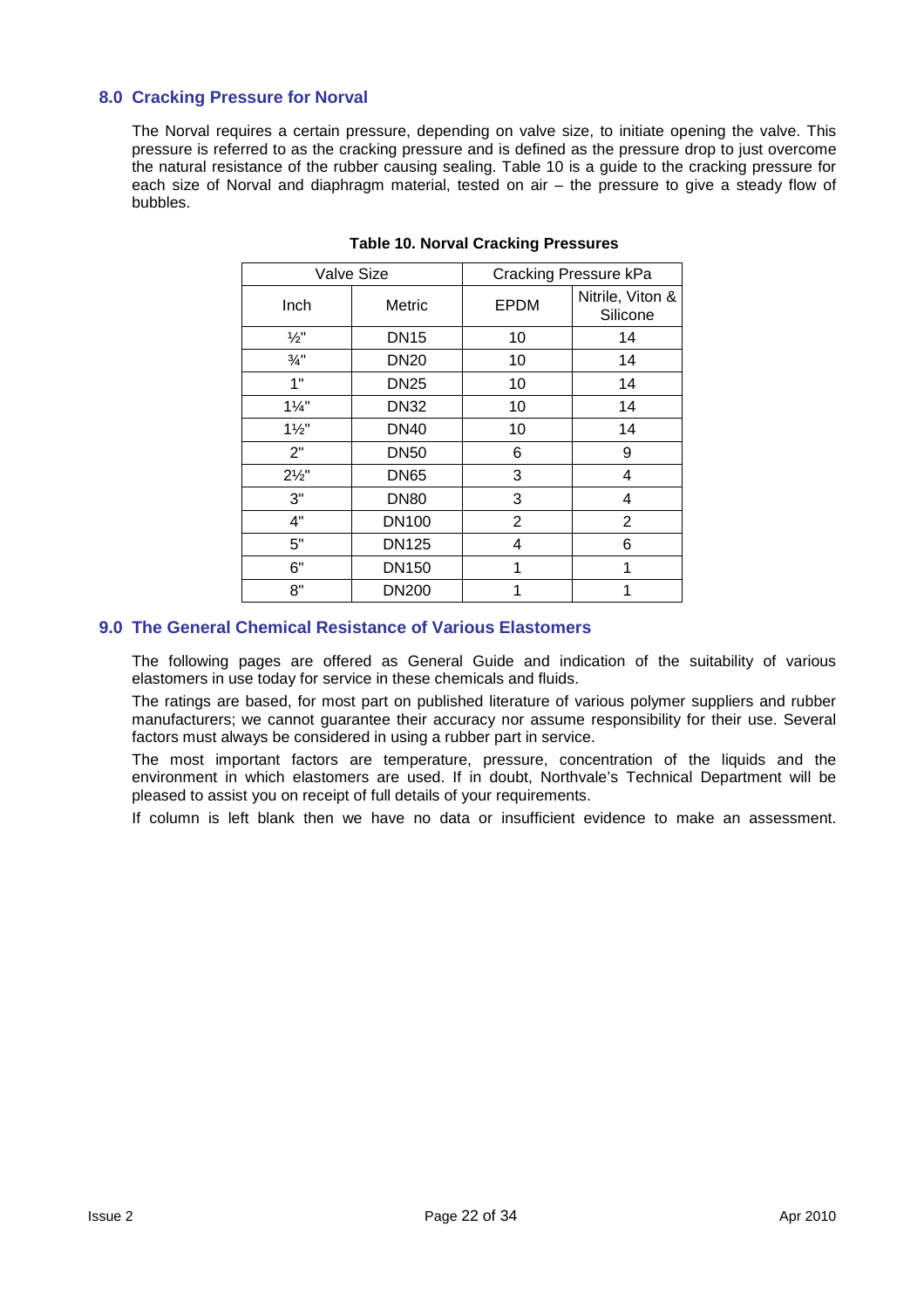## 8.0 Cracking Pressure for Norval

The Norval requires a certain pressure, depending on valve size, to initiate opening the valve. This pressure is referred to as the cracking pressure and is defined as the pressure drop to just overcome the natural resistance of the rubber causing sealing. Table 10 is a guide to the cracking pressure for each size of Norval and diaphragm material, tested on air – the pressure to give a steady flow of bubbles.

**Table 10. Norval Cracking Pressures**

| Valve Size | | Cracking Pressure kPa | |
|---|---|---|---|
| Inch | Metric | EPDM | Nitrile, Viton & Silicone |
| ½" | DN15 | 10 | 14 |
| ¾" | DN20 | 10 | 14 |
| 1" | DN25 | 10 | 14 |
| 1¼" | DN32 | 10 | 14 |
| 1½" | DN40 | 10 | 14 |
| 2" | DN50 | 6 | 9 |
| 2½" | DN65 | 3 | 4 |
| 3" | DN80 | 3 | 4 |
| 4" | DN100 | 2 | 2 |
| 5" | DN125 | 4 | 6 |
| 6" | DN150 | 1 | 1 |
| 8" | DN200 | 1 | 1 |

## 9.0 The General Chemical Resistance of Various Elastomers

The following pages are offered as General Guide and indication of the suitability of various elastomers in use today for service in these chemicals and fluids.

The ratings are based, for most part on published literature of various polymer suppliers and rubber manufacturers; we cannot guarantee their accuracy nor assume responsibility for their use. Several factors must always be considered in using a rubber part in service.

The most important factors are temperature, pressure, concentration of the liquids and the environment in which elastomers are used. If in doubt, Northvale's Technical Department will be pleased to assist you on receipt of full details of your requirements.

If column is left blank then we have no data or insufficient evidence to make an assessment.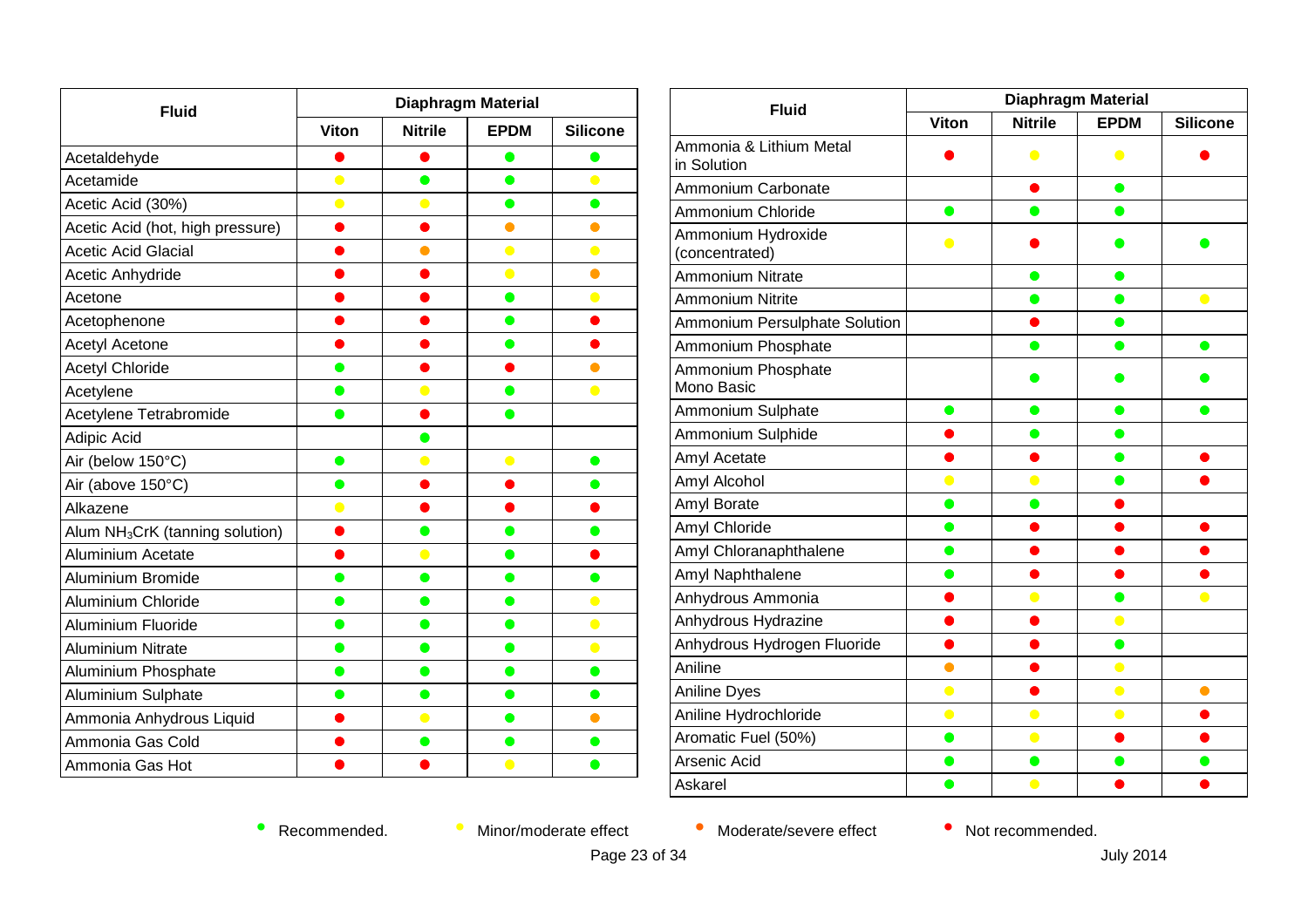| Fluid | Diaphragm Material | | | |
|---|---|---|---|---|
| | Viton | Nitrile | EPDM | Silicone |
| Acetaldehyde | Red | Red | Green | Green |
| Acetamide | Yellow | Green | Green | Yellow |
| Acetic Acid (30%) | Yellow | Yellow | Green | Green |
| Acetic Acid (hot, high pressure) | Red | Red | Orange | Orange |
| Acetic Acid Glacial | Red | Orange | Yellow | Yellow |
| Acetic Anhydride | Red | Red | Yellow | Orange |
| Acetone | Red | Red | Green | Yellow |
| Acetophenone | Red | Red | Green | Red |
| Acetyl Acetone | Red | Red | Green | Red |
| Acetyl Chloride | Green | Red | Red | Orange |
| Acetylene | Green | Yellow | Green | Yellow |
| Acetylene Tetrabromide | Green | Red | Green | |
| Adipic Acid | | Green | | |
| Air (below 150°C) | Green | Yellow | Yellow | Green |
| Air (above 150°C) | Green | Red | Red | Green |
| Alkazene | Yellow | Red | Red | Red |
| Alum $NH_3CrK$ (tanning solution) | Red | Green | Green | Green |
| Aluminium Acetate | Red | Yellow | Green | Red |
| Aluminium Bromide | Green | Green | Green | Green |
| Aluminium Chloride | Green | Green | Green | Yellow |
| Aluminium Fluoride | Green | Green | Green | Yellow |
| Aluminium Nitrate | Green | Green | Green | Yellow |
| Aluminium Phosphate | Green | Green | Green | Green |
| Aluminium Sulphate | Green | Green | Green | Green |
| Ammonia Anhydrous Liquid | Red | Yellow | Green | Orange |
| Ammonia Gas Cold | Red | Green | Green | Green |
| Ammonia Gas Hot | Red | Red | Yellow | Green |

| Fluid | Diaphragm Material | | | |
|---|---|---|---|---|
| | Viton | Nitrile | EPDM | Silicone |
| Ammonia & Lithium Metal in Solution | Red | Yellow | Yellow | Red |
| Ammonium Carbonate | | Red | Green | |
| Ammonium Chloride | Green | Green | Green | |
| Ammonium Hydroxide (concentrated) | Yellow | Red | Green | Green |
| Ammonium Nitrate | | Green | Green | |
| Ammonium Nitrite | | Green | Green | Yellow |
| Ammonium Persulphate Solution | | Red | Green | |
| Ammonium Phosphate | | Green | Green | Green |
| Ammonium Phosphate Mono Basic | | Green | Green | Green |
| Ammonium Sulphate | Green | Green | Green | Green |
| Ammonium Sulphide | Red | Green | Green | |
| Amyl Acetate | Red | Red | Green | Red |
| Amyl Alcohol | Yellow | Yellow | Green | Red |
| Amyl Borate | Green | Green | Red | |
| Amyl Chloride | Green | Red | Red | Red |
| Amyl Chloranaphthalene | Green | Red | Red | Red |
| Amyl Naphthalene | Green | Red | Red | Red |
| Anhydrous Ammonia | Red | Yellow | Green | Yellow |
| Anhydrous Hydrazine | Red | Red | Yellow | |
| Anhydrous Hydrogen Fluoride | Red | Red | Green | |
| Aniline | Orange | Red | Yellow | |
| Aniline Dyes | Yellow | Red | Yellow | Orange |
| Aniline Hydrochloride | Yellow | Yellow | Yellow | Red |
| Aromatic Fuel (50%) | Green | Yellow | Red | Red |
| Arsenic Acid | Green | Green | Green | Green |
| Askarel | Green | Yellow | Red | Red |

Green: Recommended. Yellow: Minor/moderate effect. Orange: Moderate/severe effect. Red: Not recommended.

July 2014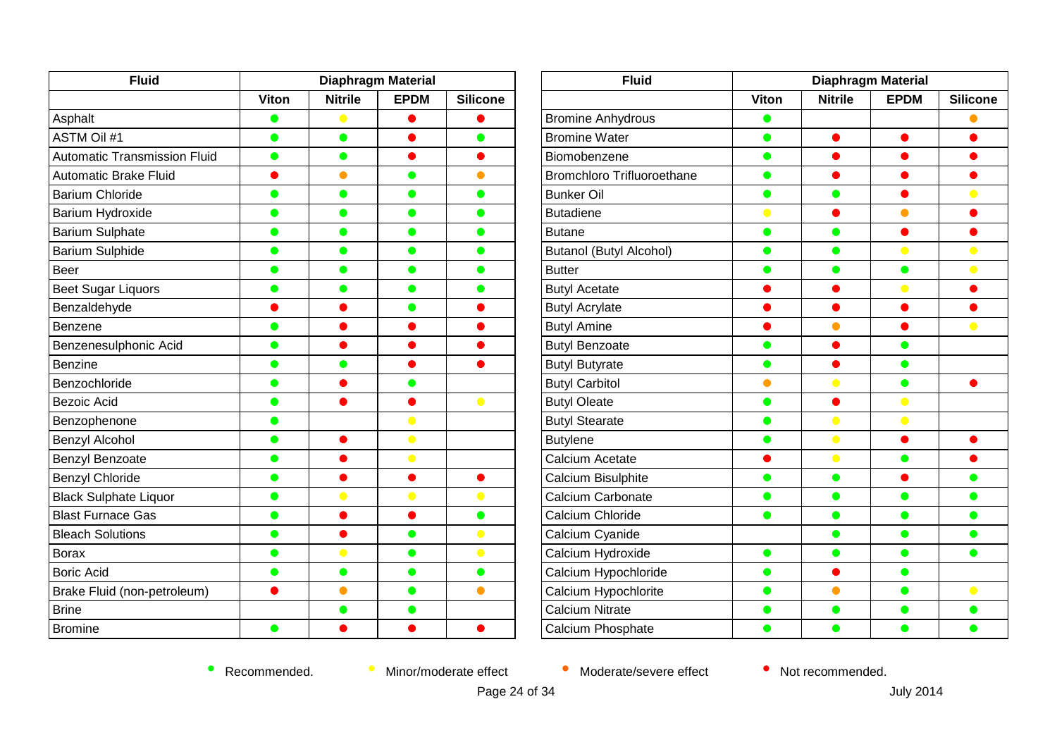| Fluid | Diaphragm Material | | | |
|---|---|---|---|---|
| | Viton | Nitrile | EPDM | Silicone |
| Asphalt | 🟢 | 🟡 | 🔴 | 🔴 |
| ASTM Oil #1 | 🟢 | 🟢 | 🔴 | 🟢 |
| Automatic Transmission Fluid | 🟢 | 🟢 | 🔴 | 🔴 |
| Automatic Brake Fluid | 🔴 | 🟠 | 🟢 | 🟠 |
| Barium Chloride | 🟢 | 🟢 | 🟢 | 🟢 |
| Barium Hydroxide | 🟢 | 🟢 | 🟢 | 🟢 |
| Barium Sulphate | 🟢 | 🟢 | 🟢 | 🟢 |
| Barium Sulphide | 🟢 | 🟢 | 🟢 | 🟢 |
| Beer | 🟢 | 🟢 | 🟢 | 🟢 |
| Beet Sugar Liquors | 🟢 | 🟢 | 🟢 | 🟢 |
| Benzaldehyde | 🔴 | 🔴 | 🟢 | 🔴 |
| Benzene | 🟢 | 🔴 | 🔴 | 🔴 |
| Benzenesulphonic Acid | 🟢 | 🔴 | 🔴 | 🔴 |
| Benzine | 🟢 | 🟢 | 🔴 | 🔴 |
| Benzochloride | 🟢 | 🔴 | 🟢 | |
| Bezoic Acid | 🟢 | 🔴 | 🔴 | 🟡 |
| Benzophenone | 🟢 | | 🟡 | |
| Benzyl Alcohol | 🟢 | 🔴 | 🟡 | |
| Benzyl Benzoate | 🟢 | 🔴 | 🟡 | |
| Benzyl Chloride | 🟢 | 🔴 | 🔴 | 🔴 |
| Black Sulphate Liquor | 🟢 | 🟡 | 🟡 | 🟡 |
| Blast Furnace Gas | 🟢 | 🔴 | 🔴 | 🟢 |
| Bleach Solutions | 🟢 | 🔴 | 🟢 | 🟡 |
| Borax | 🟢 | 🟡 | 🟢 | 🟡 |
| Boric Acid | 🟢 | 🟢 | 🟢 | 🟢 |
| Brake Fluid (non-petroleum) | 🔴 | 🟠 | 🟢 | 🟠 |
| Brine | | 🟢 | 🟢 | |
| Bromine | 🟢 | 🔴 | 🔴 | 🔴 |

| Fluid | Diaphragm Material | | | |
|---|---|---|---|---|
| | Viton | Nitrile | EPDM | Silicone |
| Bromine Anhydrous | 🟢 | | | 🟠 |
| Bromine Water | 🟢 | 🔴 | 🔴 | 🔴 |
| Biomobenzene | 🟢 | 🔴 | 🔴 | 🔴 |
| Bromchloro Trifluoroethane | 🟢 | 🔴 | 🔴 | 🔴 |
| Bunker Oil | 🟢 | 🟢 | 🔴 | 🟡 |
| Butadiene | 🟡 | 🔴 | 🟠 | 🔴 |
| Butane | 🟢 | 🟢 | 🔴 | 🔴 |
| Butanol (Butyl Alcohol) | 🟢 | 🟢 | 🟡 | 🟡 |
| Butter | 🟢 | 🟢 | 🟢 | 🟡 |
| Butyl Acetate | 🔴 | 🔴 | 🟡 | 🔴 |
| Butyl Acrylate | 🔴 | 🔴 | 🔴 | 🔴 |
| Butyl Amine | 🔴 | 🟠 | 🔴 | 🟡 |
| Butyl Benzoate | 🟢 | 🔴 | 🟢 | |
| Butyl Butyrate | 🟢 | 🔴 | 🟢 | |
| Butyl Carbitol | 🟠 | 🟡 | 🟢 | 🔴 |
| Butyl Oleate | 🟢 | 🔴 | 🟡 | |
| Butyl Stearate | 🟢 | 🟡 | 🟡 | |
| Butylene | 🟢 | 🟡 | 🔴 | 🔴 |
| Calcium Acetate | 🔴 | 🟡 | 🟢 | 🔴 |
| Calcium Bisulphite | 🟢 | 🟢 | 🔴 | 🟢 |
| Calcium Carbonate | 🟢 | 🟢 | 🟢 | 🟢 |
| Calcium Chloride | 🟢 | 🟢 | 🟢 | 🟢 |
| Calcium Cyanide | | 🟢 | 🟢 | 🟢 |
| Calcium Hydroxide | 🟢 | 🟢 | 🟢 | 🟢 |
| Calcium Hypochloride | 🟢 | 🔴 | 🟢 | |
| Calcium Hypochlorite | 🟢 | 🟠 | 🟢 | 🟡 |
| Calcium Nitrate | 🟢 | 🟢 | 🟢 | 🟢 |
| Calcium Phosphate | 🟢 | 🟢 | 🟢 | 🟢 |

🟢 Recommended. 🟡 Minor/moderate effect 🟠 Moderate/severe effect 🔴 Not recommended.

July 2014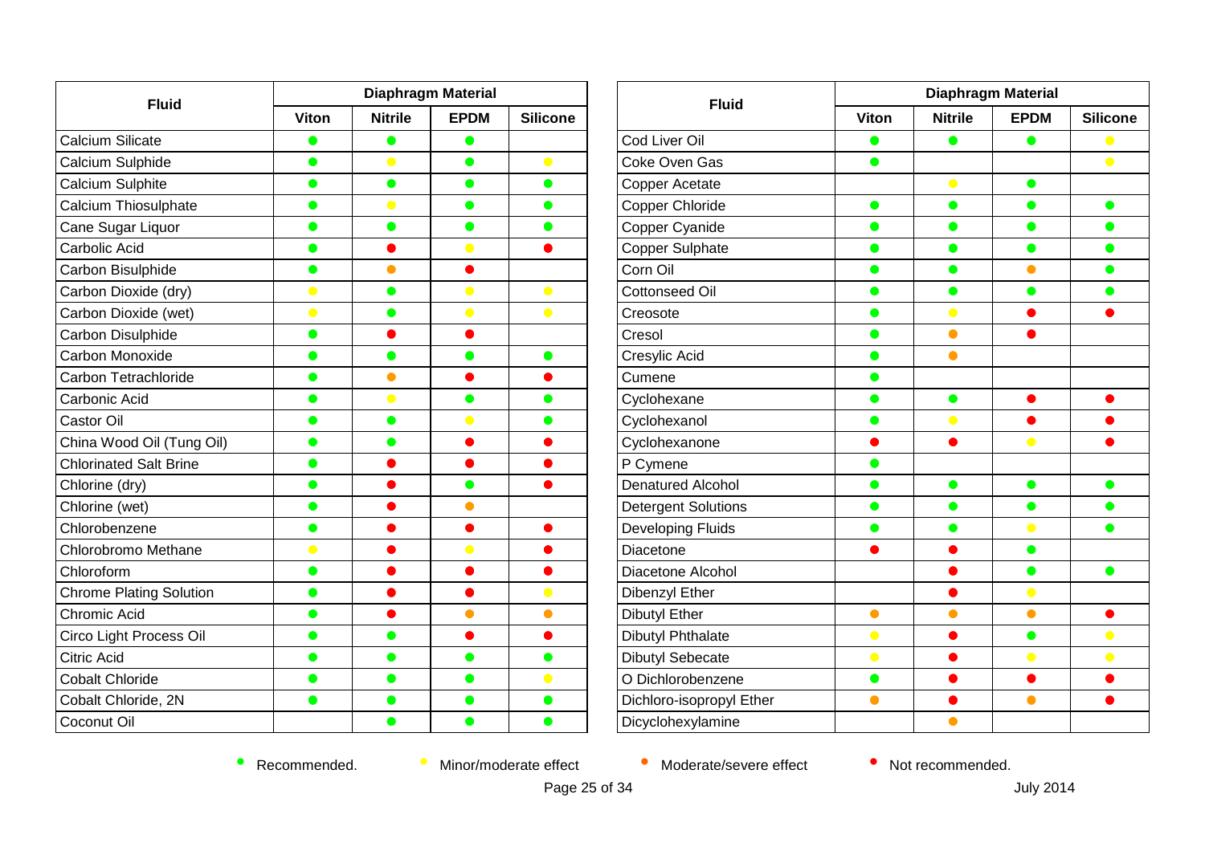| Fluid | Diaphragm Material | | | |
|---|---|---|---|---|
| | Viton | Nitrile | EPDM | Silicone |
| Calcium Silicate | Recommended | Recommended | Recommended | |
| Calcium Sulphide | Recommended | Minor/moderate effect | Recommended | Minor/moderate effect |
| Calcium Sulphite | Recommended | Recommended | Recommended | Recommended |
| Calcium Thiosulphate | Recommended | Minor/moderate effect | Recommended | Recommended |
| Cane Sugar Liquor | Recommended | Recommended | Recommended | Recommended |
| Carbolic Acid | Recommended | Not recommended | Minor/moderate effect | Not recommended |
| Carbon Bisulphide | Recommended | Moderate/severe effect | Not recommended | |
| Carbon Dioxide (dry) | Minor/moderate effect | Recommended | Minor/moderate effect | Minor/moderate effect |
| Carbon Dioxide (wet) | Minor/moderate effect | Recommended | Minor/moderate effect | Minor/moderate effect |
| Carbon Disulphide | Recommended | Not recommended | Not recommended | |
| Carbon Monoxide | Recommended | Recommended | Recommended | Recommended |
| Carbon Tetrachloride | Recommended | Moderate/severe effect | Not recommended | Not recommended |
| Carbonic Acid | Recommended | Minor/moderate effect | Recommended | Recommended |
| Castor Oil | Recommended | Recommended | Minor/moderate effect | Recommended |
| China Wood Oil (Tung Oil) | Recommended | Recommended | Not recommended | Not recommended |
| Chlorinated Salt Brine | Recommended | Not recommended | Not recommended | Not recommended |
| Chlorine (dry) | Recommended | Not recommended | Recommended | Not recommended |
| Chlorine (wet) | Recommended | Not recommended | Moderate/severe effect | |
| Chlorobenzene | Recommended | Not recommended | Not recommended | Not recommended |
| Chlorobromo Methane | Minor/moderate effect | Not recommended | Minor/moderate effect | Not recommended |
| Chloroform | Recommended | Not recommended | Not recommended | Not recommended |
| Chrome Plating Solution | Recommended | Not recommended | Not recommended | Minor/moderate effect |
| Chromic Acid | Recommended | Not recommended | Moderate/severe effect | Moderate/severe effect |
| Circo Light Process Oil | Recommended | Recommended | Not recommended | Not recommended |
| Citric Acid | Recommended | Recommended | Recommended | Recommended |
| Cobalt Chloride | Recommended | Recommended | Recommended | Minor/moderate effect |
| Cobalt Chloride, 2N | Recommended | Recommended | Recommended | Recommended |
| Coconut Oil | | Recommended | Recommended | Recommended |
| Cod Liver Oil | Recommended | Recommended | Recommended | Minor/moderate effect |
| Coke Oven Gas | Recommended | | | Minor/moderate effect |
| Copper Acetate | | Minor/moderate effect | Recommended | |
| Copper Chloride | Recommended | Recommended | Recommended | Recommended |
| Copper Cyanide | Recommended | Recommended | Recommended | Recommended |
| Copper Sulphate | Recommended | Recommended | Recommended | Recommended |
| Corn Oil | Recommended | Recommended | Moderate/severe effect | Recommended |
| Cottonseed Oil | Recommended | Recommended | Recommended | Recommended |
| Creosote | Recommended | Minor/moderate effect | Not recommended | Not recommended |
| Cresol | Recommended | Moderate/severe effect | Not recommended | |
| Cresylic Acid | Recommended | Moderate/severe effect | | |
| Cumene | Recommended | | | |
| Cyclohexane | Recommended | Recommended | Not recommended | Not recommended |
| Cyclohexanol | Recommended | Minor/moderate effect | Not recommended | Not recommended |
| Cyclohexanone | Not recommended | Not recommended | Minor/moderate effect | Not recommended |
| P Cymene | Recommended | | | |
| Denatured Alcohol | Recommended | Recommended | Recommended | Recommended |
| Detergent Solutions | Recommended | Recommended | Recommended | Recommended |
| Developing Fluids | Recommended | Recommended | Minor/moderate effect | Recommended |
| Diacetone | Not recommended | Not recommended | Recommended | |
| Diacetone Alcohol | | Not recommended | Recommended | Recommended |
| Dibenzyl Ether | | Not recommended | Minor/moderate effect | |
| Dibutyl Ether | Moderate/severe effect | Moderate/severe effect | Moderate/severe effect | Not recommended |
| Dibutyl Phthalate | Minor/moderate effect | Not recommended | Recommended | Minor/moderate effect |
| Dibutyl Sebecate | Minor/moderate effect | Not recommended | Minor/moderate effect | Minor/moderate effect |
| O Dichlorobenzene | Recommended | Not recommended | Not recommended | Not recommended |
| Dichloro-isopropyl Ether | Moderate/severe effect | Not recommended | Moderate/severe effect | Not recommended |
| Dicyclohexylamine | | Moderate/severe effect | | |

● Recommended. ● Minor/moderate effect ● Moderate/severe effect ● Not recommended.

July 2014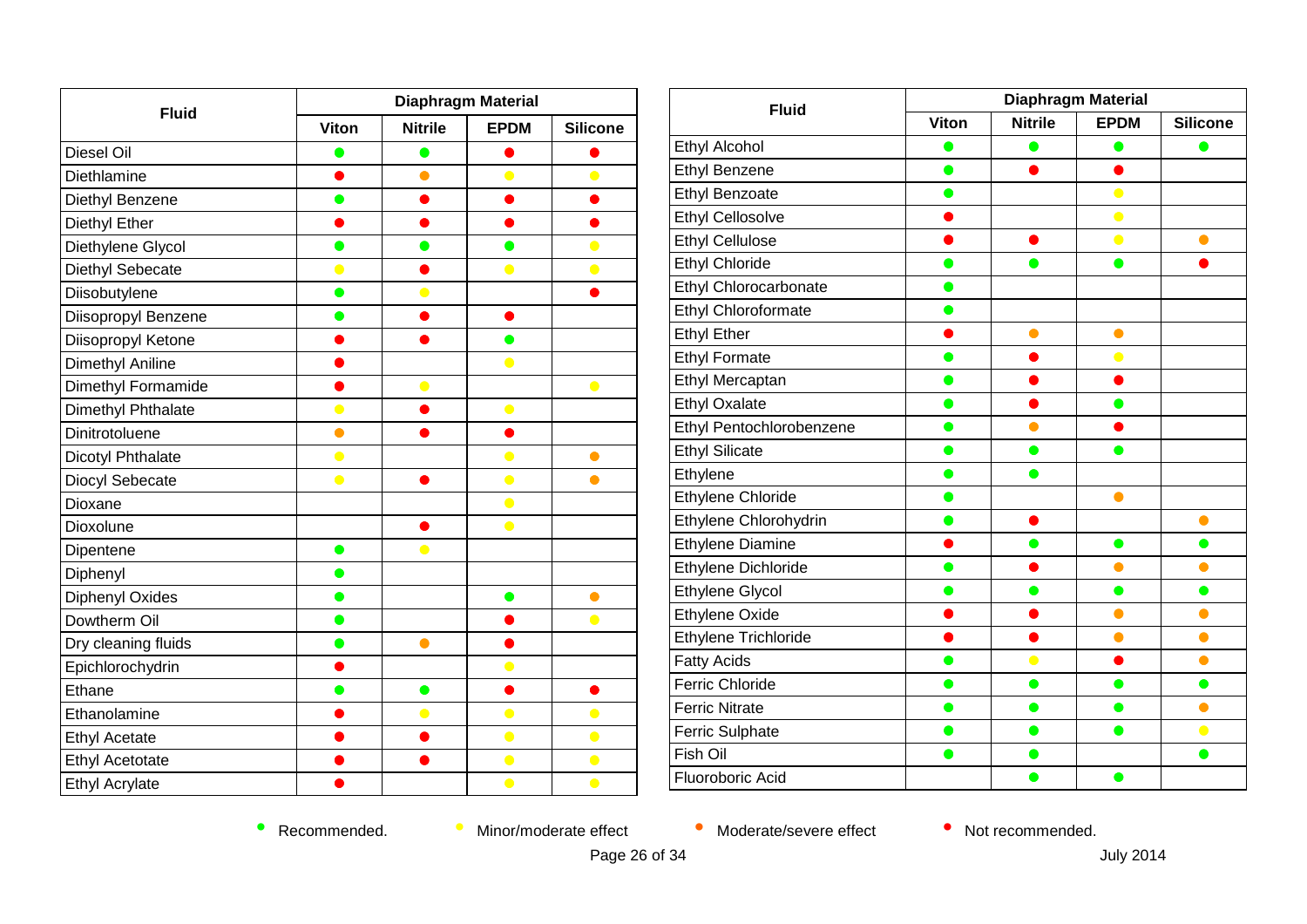| Fluid | Diaphragm Material | | | |
|---|---|---|---|---|
| | Viton | Nitrile | EPDM | Silicone |
| Diesel Oil | Recommended | Recommended | Not recommended | Not recommended |
| Diethlamine | Not recommended | Moderate/severe effect | Minor/moderate effect | Minor/moderate effect |
| Diethyl Benzene | Recommended | Not recommended | Not recommended | Not recommended |
| Diethyl Ether | Not recommended | Not recommended | Not recommended | Not recommended |
| Diethylene Glycol | Recommended | Recommended | Recommended | Minor/moderate effect |
| Diethyl Sebecate | Minor/moderate effect | Not recommended | Minor/moderate effect | Minor/moderate effect |
| Diisobutylene | Recommended | Minor/moderate effect | | Not recommended |
| Diisopropyl Benzene | Recommended | Not recommended | Not recommended | |
| Diisopropyl Ketone | Not recommended | Not recommended | Recommended | |
| Dimethyl Aniline | Not recommended | | Minor/moderate effect | |
| Dimethyl Formamide | Not recommended | Minor/moderate effect | | Minor/moderate effect |
| Dimethyl Phthalate | Minor/moderate effect | Not recommended | Minor/moderate effect | |
| Dinitrotoluene | Moderate/severe effect | Not recommended | Not recommended | |
| Dicotyl Phthalate | Minor/moderate effect | | Minor/moderate effect | Moderate/severe effect |
| Diocyl Sebecate | Minor/moderate effect | Not recommended | Minor/moderate effect | Moderate/severe effect |
| Dioxane | | | Minor/moderate effect | |
| Dioxolune | | Not recommended | Minor/moderate effect | |
| Dipentene | Recommended | Minor/moderate effect | | |
| Diphenyl | Recommended | | | |
| Diphenyl Oxides | Recommended | | Recommended | Moderate/severe effect |
| Dowtherm Oil | Recommended | | Not recommended | Minor/moderate effect |
| Dry cleaning fluids | Recommended | Moderate/severe effect | Not recommended | |
| Epichlorochydrin | Not recommended | | Minor/moderate effect | |
| Ethane | Recommended | Recommended | Not recommended | Not recommended |
| Ethanolamine | Not recommended | Minor/moderate effect | Minor/moderate effect | Minor/moderate effect |
| Ethyl Acetate | Not recommended | Not recommended | Minor/moderate effect | Minor/moderate effect |
| Ethyl Acetotate | Not recommended | Not recommended | Minor/moderate effect | Minor/moderate effect |
| Ethyl Acrylate | Not recommended | | Minor/moderate effect | Minor/moderate effect |

| Fluid | Diaphragm Material | | | |
|---|---|---|---|---|
| | Viton | Nitrile | EPDM | Silicone |
| Ethyl Alcohol | Recommended | Recommended | Recommended | Recommended |
| Ethyl Benzene | Recommended | Not recommended | Not recommended | |
| Ethyl Benzoate | Recommended | | Minor/moderate effect | |
| Ethyl Cellosolve | Not recommended | | Minor/moderate effect | |
| Ethyl Cellulose | Not recommended | Not recommended | Minor/moderate effect | Moderate/severe effect |
| Ethyl Chloride | Recommended | Recommended | Recommended | Not recommended |
| Ethyl Chlorocarbonate | Recommended | | | |
| Ethyl Chloroformate | Recommended | | | |
| Ethyl Ether | Not recommended | Moderate/severe effect | Moderate/severe effect | |
| Ethyl Formate | Recommended | Not recommended | Minor/moderate effect | |
| Ethyl Mercaptan | Recommended | Not recommended | Not recommended | |
| Ethyl Oxalate | Recommended | Not recommended | Recommended | |
| Ethyl Pentochlorobenzene | Recommended | Moderate/severe effect | Not recommended | |
| Ethyl Silicate | Recommended | Recommended | Recommended | |
| Ethylene | Recommended | Recommended | | |
| Ethylene Chloride | Recommended | | Moderate/severe effect | |
| Ethylene Chlorohydrin | Recommended | Not recommended | | Moderate/severe effect |
| Ethylene Diamine | Not recommended | Recommended | Recommended | Recommended |
| Ethylene Dichloride | Recommended | Not recommended | Moderate/severe effect | Moderate/severe effect |
| Ethylene Glycol | Recommended | Recommended | Recommended | Recommended |
| Ethylene Oxide | Not recommended | Not recommended | Moderate/severe effect | Moderate/severe effect |
| Ethylene Trichloride | Not recommended | Not recommended | Moderate/severe effect | Moderate/severe effect |
| Fatty Acids | Recommended | Minor/moderate effect | Not recommended | Moderate/severe effect |
| Ferric Chloride | Recommended | Recommended | Recommended | Recommended |
| Ferric Nitrate | Recommended | Recommended | Recommended | Moderate/severe effect |
| Ferric Sulphate | Recommended | Recommended | Recommended | Minor/moderate effect |
| Fish Oil | Recommended | Recommended | | Recommended |
| Fluoroboric Acid | | Recommended | Recommended | |

● Recommended. ● Minor/moderate effect ● Moderate/severe effect ● Not recommended.

July 2014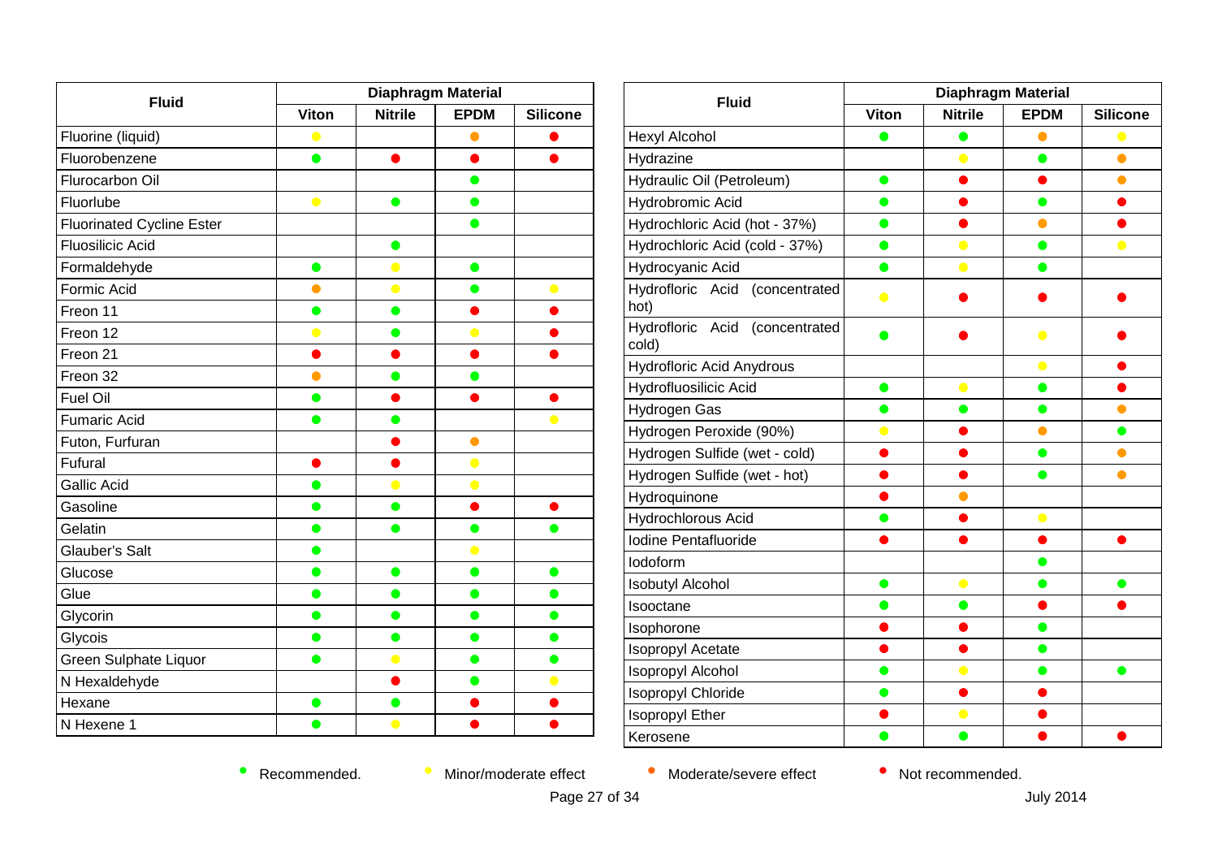| Fluid | Diaphragm Material | | | |
|---|---|---|---|---|
| | **Viton** | **Nitrile** | **EPDM** | **Silicone** |
| Fluorine (liquid) | 🟡 | | 🟠 | 🔴 |
| Fluorobenzene | 🟢 | 🔴 | 🔴 | 🔴 |
| Flurocarbon Oil | | | 🟢 | |
| Fluorlube | 🟡 | 🟢 | 🟢 | |
| Fluorinated Cycline Ester | | | 🟢 | |
| Fluosilicic Acid | | 🟢 | | |
| Formaldehyde | 🟢 | 🟡 | 🟢 | |
| Formic Acid | 🟠 | 🟡 | 🟢 | 🟡 |
| Freon 11 | 🟢 | 🟢 | 🔴 | 🔴 |
| Freon 12 | 🟡 | 🟢 | 🟡 | 🔴 |
| Freon 21 | 🔴 | 🔴 | 🔴 | 🔴 |
| Freon 32 | 🟠 | 🟢 | 🟢 | |
| Fuel Oil | 🟢 | 🔴 | 🔴 | 🔴 |
| Fumaric Acid | 🟢 | 🟢 | | 🟡 |
| Futon, Furfuran | | 🔴 | 🟠 | |
| Fufural | 🔴 | 🔴 | 🟡 | |
| Gallic Acid | 🟢 | 🟡 | 🟡 | |
| Gasoline | 🟢 | 🟢 | 🔴 | 🔴 |
| Gelatin | 🟢 | 🟢 | 🟢 | 🟢 |
| Glauber's Salt | 🟢 | | 🟡 | |
| Glucose | 🟢 | 🟢 | 🟢 | 🟢 |
| Glue | 🟢 | 🟢 | 🟢 | 🟢 |
| Glycorin | 🟢 | 🟢 | 🟢 | 🟢 |
| Glycois | 🟢 | 🟢 | 🟢 | 🟢 |
| Green Sulphate Liquor | 🟢 | 🟡 | 🟢 | 🟢 |
| N Hexaldehyde | | 🔴 | 🟢 | 🟡 |
| Hexane | 🟢 | 🟢 | 🔴 | 🔴 |
| N Hexene 1 | 🟢 | 🟡 | 🔴 | 🔴 |

| Fluid | Diaphragm Material | | | |
|---|---|---|---|---|
| | **Viton** | **Nitrile** | **EPDM** | **Silicone** |
| Hexyl Alcohol | 🟢 | 🟢 | 🟠 | 🟡 |
| Hydrazine | | 🟡 | 🟢 | 🟠 |
| Hydraulic Oil (Petroleum) | 🟢 | 🔴 | 🔴 | 🟠 |
| Hydrobromic Acid | 🟢 | 🔴 | 🟢 | 🔴 |
| Hydrochloric Acid (hot - 37%) | 🟢 | 🔴 | 🟠 | 🔴 |
| Hydrochloric Acid (cold - 37%) | 🟢 | 🟡 | 🟢 | 🟡 |
| Hydrocyanic Acid | 🟢 | 🟡 | 🟢 | |
| Hydrofloric Acid (concentrated hot) | 🟡 | 🔴 | 🔴 | 🔴 |
| Hydrofloric Acid (concentrated cold) | 🟢 | 🔴 | 🟡 | 🔴 |
| Hydrofloric Acid Anydrous | | | 🟡 | 🔴 |
| Hydrofluosilicic Acid | 🟢 | 🟡 | 🟢 | 🔴 |
| Hydrogen Gas | 🟢 | 🟢 | 🟢 | 🟠 |
| Hydrogen Peroxide (90%) | 🟡 | 🔴 | 🟠 | 🟢 |
| Hydrogen Sulfide (wet - cold) | 🔴 | 🔴 | 🟢 | 🟠 |
| Hydrogen Sulfide (wet - hot) | 🔴 | 🔴 | 🟢 | 🟠 |
| Hydroquinone | 🔴 | 🟠 | | |
| Hydrochlorous Acid | 🟢 | 🔴 | 🟡 | |
| Iodine Pentafluoride | 🔴 | 🔴 | 🔴 | 🔴 |
| Iodoform | | | 🟢 | |
| Isobutyl Alcohol | 🟢 | 🟡 | 🟢 | 🟢 |
| Isooctane | 🟢 | 🟢 | 🔴 | 🔴 |
| Isophorone | 🔴 | 🔴 | 🟢 | |
| Isopropyl Acetate | 🔴 | 🔴 | 🟢 | |
| Isopropyl Alcohol | 🟢 | 🟡 | 🟢 | 🟢 |
| Isopropyl Chloride | 🟢 | 🔴 | 🔴 | |
| Isopropyl Ether | 🔴 | 🟡 | 🔴 | |
| Kerosene | 🟢 | 🟢 | 🔴 | 🔴 |

🟢 Recommended. 🟡 Minor/moderate effect 🟠 Moderate/severe effect 🔴 Not recommended.

July 2014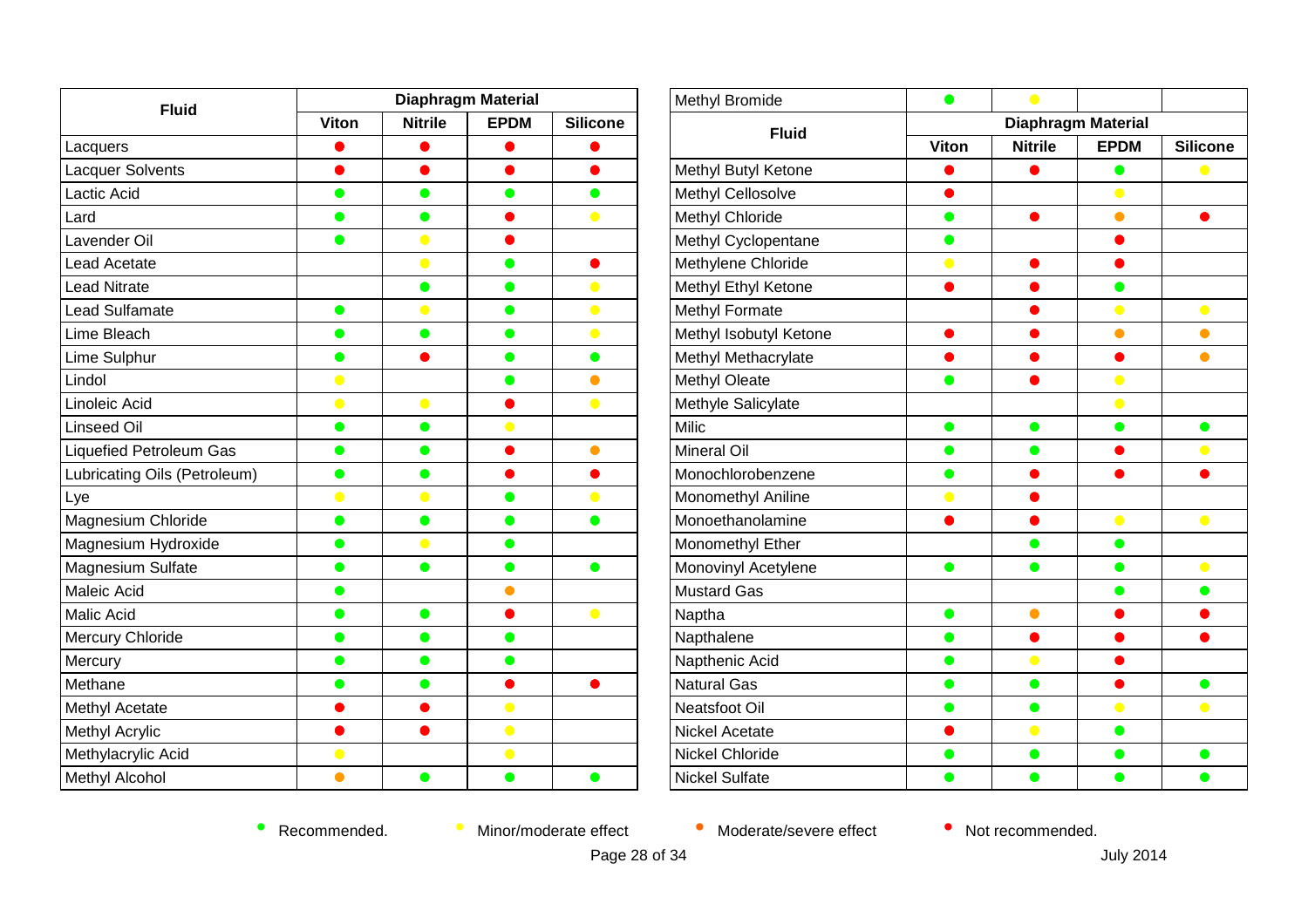| Fluid | Diaphragm Material | | | |
|---|---|---|---|---|
| | Viton | Nitrile | EPDM | Silicone |
| Lacquers | Not recommended | Not recommended | Not recommended | Not recommended |
| Lacquer Solvents | Not recommended | Not recommended | Not recommended | Not recommended |
| Lactic Acid | Recommended | Recommended | Recommended | Recommended |
| Lard | Recommended | Recommended | Not recommended | Minor/moderate effect |
| Lavender Oil | Recommended | Minor/moderate effect | Not recommended | |
| Lead Acetate | | Minor/moderate effect | Recommended | Not recommended |
| Lead Nitrate | | Recommended | Recommended | Minor/moderate effect |
| Lead Sulfamate | Recommended | Minor/moderate effect | Recommended | Minor/moderate effect |
| Lime Bleach | Recommended | Recommended | Recommended | Minor/moderate effect |
| Lime Sulphur | Recommended | Not recommended | Recommended | Recommended |
| Lindol | Minor/moderate effect | | Recommended | Moderate/severe effect |
| Linoleic Acid | Minor/moderate effect | Minor/moderate effect | Not recommended | Minor/moderate effect |
| Linseed Oil | Recommended | Recommended | Minor/moderate effect | |
| Liquefied Petroleum Gas | Recommended | Recommended | Not recommended | Moderate/severe effect |
| Lubricating Oils (Petroleum) | Recommended | Recommended | Not recommended | Not recommended |
| Lye | Minor/moderate effect | Minor/moderate effect | Recommended | Minor/moderate effect |
| Magnesium Chloride | Recommended | Recommended | Recommended | Recommended |
| Magnesium Hydroxide | Recommended | Minor/moderate effect | Recommended | |
| Magnesium Sulfate | Recommended | Recommended | Recommended | Recommended |
| Maleic Acid | Recommended | | Moderate/severe effect | |
| Malic Acid | Recommended | Recommended | Not recommended | Minor/moderate effect |
| Mercury Chloride | Recommended | Recommended | Recommended | |
| Mercury | Recommended | Recommended | Recommended | |
| Methane | Recommended | Recommended | Not recommended | Not recommended |
| Methyl Acetate | Not recommended | Not recommended | Minor/moderate effect | |
| Methyl Acrylic | Not recommended | Not recommended | Minor/moderate effect | |
| Methylacrylic Acid | Minor/moderate effect | | Minor/moderate effect | |
| Methyl Alcohol | Moderate/severe effect | Recommended | Recommended | Recommended |

| Fluid | Diaphragm Material | | | |
|---|---|---|---|---|
| | Viton | Nitrile | EPDM | Silicone |
| Methyl Bromide | Recommended | Minor/moderate effect | | |
| Methyl Butyl Ketone | Not recommended | Not recommended | Recommended | Minor/moderate effect |
| Methyl Cellosolve | Not recommended | | Minor/moderate effect | |
| Methyl Chloride | Recommended | Not recommended | Moderate/severe effect | Not recommended |
| Methyl Cyclopentane | Recommended | | Not recommended | |
| Methylene Chloride | Minor/moderate effect | Not recommended | Not recommended | |
| Methyl Ethyl Ketone | Not recommended | Not recommended | Recommended | |
| Methyl Formate | | Not recommended | Minor/moderate effect | Minor/moderate effect |
| Methyl Isobutyl Ketone | Not recommended | Not recommended | Moderate/severe effect | Moderate/severe effect |
| Methyl Methacrylate | Not recommended | Not recommended | Not recommended | Moderate/severe effect |
| Methyl Oleate | Recommended | Not recommended | Minor/moderate effect | |
| Methyle Salicylate | | | Minor/moderate effect | |
| Milic | Recommended | Recommended | Recommended | Recommended |
| Mineral Oil | Recommended | Recommended | Not recommended | Minor/moderate effect |
| Monochlorobenzene | Recommended | Not recommended | Not recommended | Not recommended |
| Monomethyl Aniline | Minor/moderate effect | Not recommended | | |
| Monoethanolamine | Not recommended | Not recommended | Minor/moderate effect | Minor/moderate effect |
| Monomethyl Ether | | Recommended | Recommended | |
| Monovinyl Acetylene | Recommended | Recommended | Recommended | Minor/moderate effect |
| Mustard Gas | | | Recommended | Recommended |
| Naptha | Recommended | Moderate/severe effect | Not recommended | Not recommended |
| Napthalene | Recommended | Not recommended | Not recommended | Not recommended |
| Napthenic Acid | Recommended | Minor/moderate effect | Not recommended | |
| Natural Gas | Recommended | Recommended | Not recommended | Recommended |
| Neatsfoot Oil | Recommended | Recommended | Minor/moderate effect | Minor/moderate effect |
| Nickel Acetate | Not recommended | Minor/moderate effect | Recommended | |
| Nickel Chloride | Recommended | Recommended | Recommended | Recommended |
| Nickel Sulfate | Recommended | Recommended | Recommended | Recommended |

Recommended. Minor/moderate effect Moderate/severe effect Not recommended.

July 2014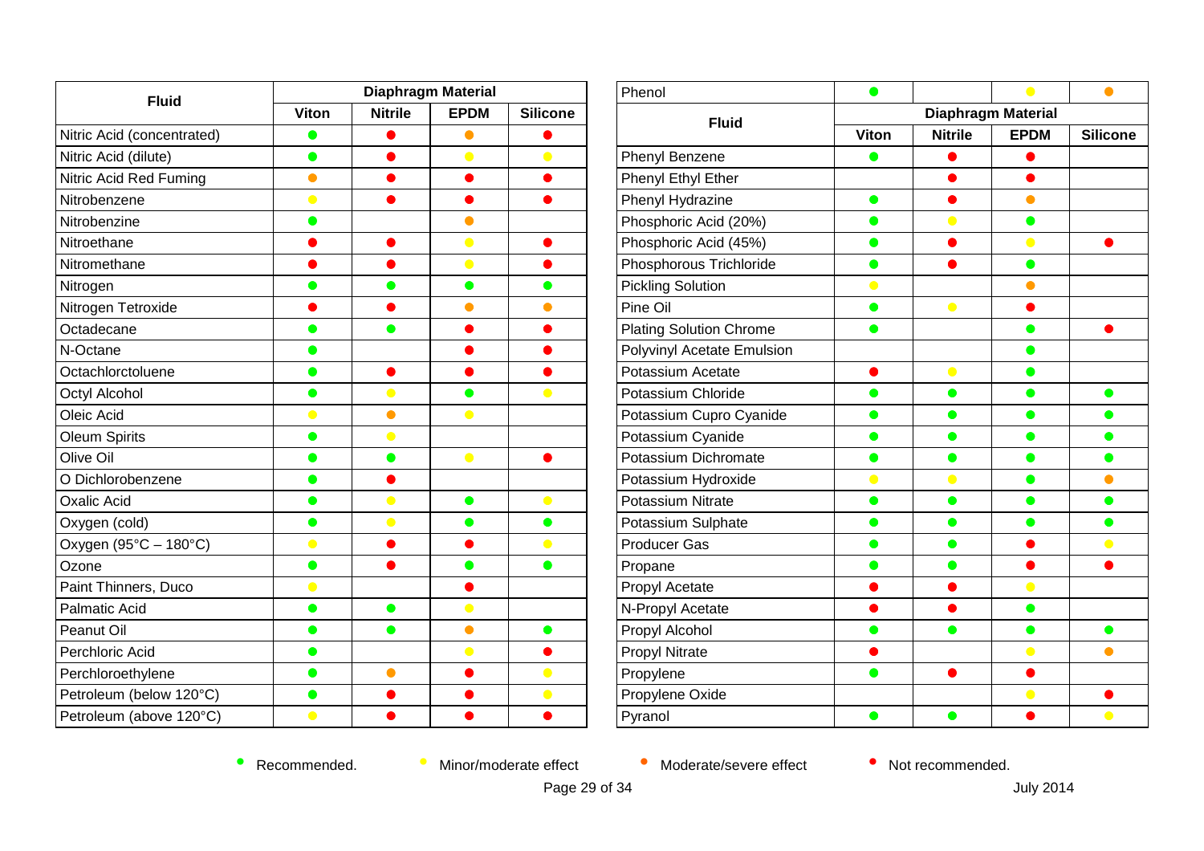| Fluid | Diaphragm Material | | | |
|---|---|---|---|---|
| | Viton | Nitrile | EPDM | Silicone |
| Nitric Acid (concentrated) | Recommended | Not recommended | Moderate/severe effect | Not recommended |
| Nitric Acid (dilute) | Recommended | Not recommended | Minor/moderate effect | Minor/moderate effect |
| Nitric Acid Red Fuming | Moderate/severe effect | Not recommended | Not recommended | Not recommended |
| Nitrobenzene | Minor/moderate effect | Not recommended | Not recommended | Not recommended |
| Nitrobenzine | Recommended | | Moderate/severe effect | |
| Nitroethane | Not recommended | Not recommended | Minor/moderate effect | Not recommended |
| Nitromethane | Not recommended | Not recommended | Minor/moderate effect | Not recommended |
| Nitrogen | Recommended | Recommended | Recommended | Recommended |
| Nitrogen Tetroxide | Not recommended | Not recommended | Moderate/severe effect | Moderate/severe effect |
| Octadecane | Recommended | Recommended | Not recommended | Not recommended |
| N-Octane | Recommended | | Not recommended | Not recommended |
| Octachlorctoluene | Recommended | Not recommended | Not recommended | Not recommended |
| Octyl Alcohol | Recommended | Minor/moderate effect | Recommended | Minor/moderate effect |
| Oleic Acid | Minor/moderate effect | Moderate/severe effect | Minor/moderate effect | |
| Oleum Spirits | Recommended | Minor/moderate effect | | |
| Olive Oil | Recommended | Recommended | Minor/moderate effect | Not recommended |
| O Dichlorobenzene | Recommended | Not recommended | | |
| Oxalic Acid | Recommended | Minor/moderate effect | Recommended | Minor/moderate effect |
| Oxygen (cold) | Recommended | Minor/moderate effect | Recommended | Recommended |
| Oxygen (95°C – 180°C) | Minor/moderate effect | Not recommended | Not recommended | Minor/moderate effect |
| Ozone | Recommended | Not recommended | Recommended | Recommended |
| Paint Thinners, Duco | Minor/moderate effect | | Not recommended | |
| Palmatic Acid | Recommended | Recommended | Minor/moderate effect | |
| Peanut Oil | Recommended | Recommended | Moderate/severe effect | Recommended |
| Perchloric Acid | Recommended | | Minor/moderate effect | Not recommended |
| Perchloroethylene | Recommended | Moderate/severe effect | Not recommended | Minor/moderate effect |
| Petroleum (below 120°C) | Recommended | Not recommended | Not recommended | Minor/moderate effect |
| Petroleum (above 120°C) | Minor/moderate effect | Not recommended | Not recommended | Not recommended |
| Phenol | Recommended | | Minor/moderate effect | Moderate/severe effect |
| Phenyl Benzene | Recommended | Not recommended | Not recommended | |
| Phenyl Ethyl Ether | | Not recommended | Not recommended | |
| Phenyl Hydrazine | Recommended | Not recommended | Moderate/severe effect | |
| Phosphoric Acid (20%) | Recommended | Minor/moderate effect | Recommended | |
| Phosphoric Acid (45%) | Recommended | Not recommended | Minor/moderate effect | Not recommended |
| Phosphorous Trichloride | Recommended | Not recommended | Recommended | |
| Pickling Solution | Minor/moderate effect | | Moderate/severe effect | |
| Pine Oil | Recommended | Minor/moderate effect | Not recommended | |
| Plating Solution Chrome | Recommended | | Recommended | Not recommended |
| Polyvinyl Acetate Emulsion | | | Recommended | |
| Potassium Acetate | Not recommended | Minor/moderate effect | Recommended | |
| Potassium Chloride | Recommended | Recommended | Recommended | Recommended |
| Potassium Cupro Cyanide | Recommended | Recommended | Recommended | Recommended |
| Potassium Cyanide | Recommended | Recommended | Recommended | Recommended |
| Potassium Dichromate | Recommended | Recommended | Recommended | Recommended |
| Potassium Hydroxide | Minor/moderate effect | Minor/moderate effect | Recommended | Moderate/severe effect |
| Potassium Nitrate | Recommended | Recommended | Recommended | Recommended |
| Potassium Sulphate | Recommended | Recommended | Recommended | Recommended |
| Producer Gas | Recommended | Recommended | Not recommended | Minor/moderate effect |
| Propane | Recommended | Recommended | Not recommended | Not recommended |
| Propyl Acetate | Not recommended | Not recommended | Minor/moderate effect | |
| N-Propyl Acetate | Not recommended | Not recommended | Recommended | |
| Propyl Alcohol | Recommended | Recommended | Recommended | Recommended |
| Propyl Nitrate | Not recommended | | Minor/moderate effect | Moderate/severe effect |
| Propylene | Recommended | Not recommended | Not recommended | |
| Propylene Oxide | | | Minor/moderate effect | Not recommended |
| Pyranol | Recommended | Recommended | Not recommended | Minor/moderate effect |

● Recommended. ● Minor/moderate effect ● Moderate/severe effect ● Not recommended.

July 2014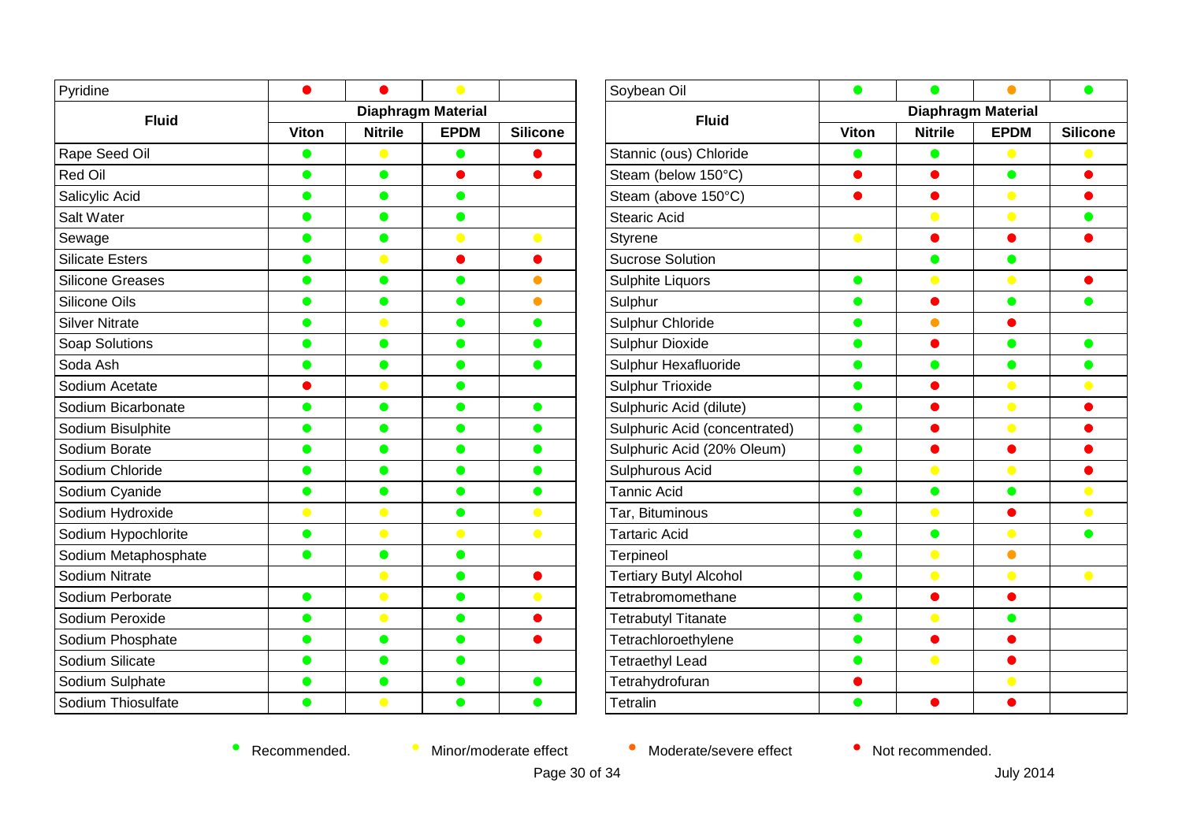| Fluid | Diaphragm Material | | | |
|---|---|---|---|---|
| | Viton | Nitrile | EPDM | Silicone |
| Pyridine | 🔴 | 🔴 | 🟡 | |
| Rape Seed Oil | 🟢 | 🟡 | 🟢 | 🔴 |
| Red Oil | 🟢 | 🟢 | 🔴 | 🔴 |
| Salicylic Acid | 🟢 | 🟢 | 🟢 | |
| Salt Water | 🟢 | 🟢 | 🟢 | |
| Sewage | 🟢 | 🟢 | 🟡 | 🟡 |
| Silicate Esters | 🟢 | 🟡 | 🔴 | 🔴 |
| Silicone Greases | 🟢 | 🟢 | 🟢 | 🟠 |
| Silicone Oils | 🟢 | 🟢 | 🟢 | 🟠 |
| Silver Nitrate | 🟢 | 🟡 | 🟢 | 🟢 |
| Soap Solutions | 🟢 | 🟢 | 🟢 | 🟢 |
| Soda Ash | 🟢 | 🟢 | 🟢 | 🟢 |
| Sodium Acetate | 🔴 | 🟡 | 🟢 | |
| Sodium Bicarbonate | 🟢 | 🟢 | 🟢 | 🟢 |
| Sodium Bisulphite | 🟢 | 🟢 | 🟢 | 🟢 |
| Sodium Borate | 🟢 | 🟢 | 🟢 | 🟢 |
| Sodium Chloride | 🟢 | 🟢 | 🟢 | 🟢 |
| Sodium Cyanide | 🟢 | 🟢 | 🟢 | 🟢 |
| Sodium Hydroxide | 🟡 | 🟡 | 🟢 | 🟡 |
| Sodium Hypochlorite | 🟢 | 🟡 | 🟡 | 🟡 |
| Sodium Metaphosphate | 🟢 | 🟢 | 🟢 | |
| Sodium Nitrate | | 🟡 | 🟢 | 🔴 |
| Sodium Perborate | 🟢 | 🟡 | 🟢 | 🟡 |
| Sodium Peroxide | 🟢 | 🟡 | 🟢 | 🔴 |
| Sodium Phosphate | 🟢 | 🟢 | 🟢 | 🔴 |
| Sodium Silicate | 🟢 | 🟢 | 🟢 | |
| Sodium Sulphate | 🟢 | 🟢 | 🟢 | 🟢 |
| Sodium Thiosulfate | 🟢 | 🟡 | 🟢 | 🟢 |

| Fluid | Diaphragm Material | | | |
|---|---|---|---|---|
| | Viton | Nitrile | EPDM | Silicone |
| Soybean Oil | 🟢 | 🟢 | 🟠 | 🟢 |
| Stannic (ous) Chloride | 🟢 | 🟢 | 🟡 | 🟡 |
| Steam (below 150°C) | 🔴 | 🔴 | 🟢 | 🔴 |
| Steam (above 150°C) | 🔴 | 🔴 | 🟡 | 🔴 |
| Stearic Acid | | 🟡 | 🟡 | 🟢 |
| Styrene | 🟡 | 🔴 | 🔴 | 🔴 |
| Sucrose Solution | | 🟢 | 🟢 | |
| Sulphite Liquors | 🟢 | 🟡 | 🟡 | 🔴 |
| Sulphur | 🟢 | 🔴 | 🟢 | 🟢 |
| Sulphur Chloride | 🟢 | 🟠 | 🔴 | |
| Sulphur Dioxide | 🟢 | 🔴 | 🟢 | 🟢 |
| Sulphur Hexafluoride | 🟢 | 🟢 | 🟢 | 🟢 |
| Sulphur Trioxide | 🟢 | 🔴 | 🟡 | 🟡 |
| Sulphuric Acid (dilute) | 🟢 | 🔴 | 🟡 | 🔴 |
| Sulphuric Acid (concentrated) | 🟢 | 🔴 | 🟡 | 🔴 |
| Sulphuric Acid (20% Oleum) | 🟢 | 🔴 | 🔴 | 🔴 |
| Sulphurous Acid | 🟢 | 🟡 | 🟡 | 🔴 |
| Tannic Acid | 🟢 | 🟢 | 🟢 | 🟡 |
| Tar, Bituminous | 🟢 | 🟡 | 🔴 | 🟡 |
| Tartaric Acid | 🟢 | 🟢 | 🟡 | 🟢 |
| Terpineol | 🟢 | 🟡 | 🟠 | |
| Tertiary Butyl Alcohol | 🟢 | 🟡 | 🟡 | 🟡 |
| Tetrabromomethane | 🟢 | 🔴 | 🔴 | |
| Tetrabutyl Titanate | 🟢 | 🟡 | 🟢 | |
| Tetrachloroethylene | 🟢 | 🔴 | 🔴 | |
| Tetraethyl Lead | 🟢 | 🟡 | 🔴 | |
| Tetrahydrofuran | 🔴 | | 🟡 | |
| Tetralin | 🟢 | 🔴 | 🔴 | |

🟢 Recommended. 🟡 Minor/moderate effect 🟠 Moderate/severe effect 🔴 Not recommended.

July 2014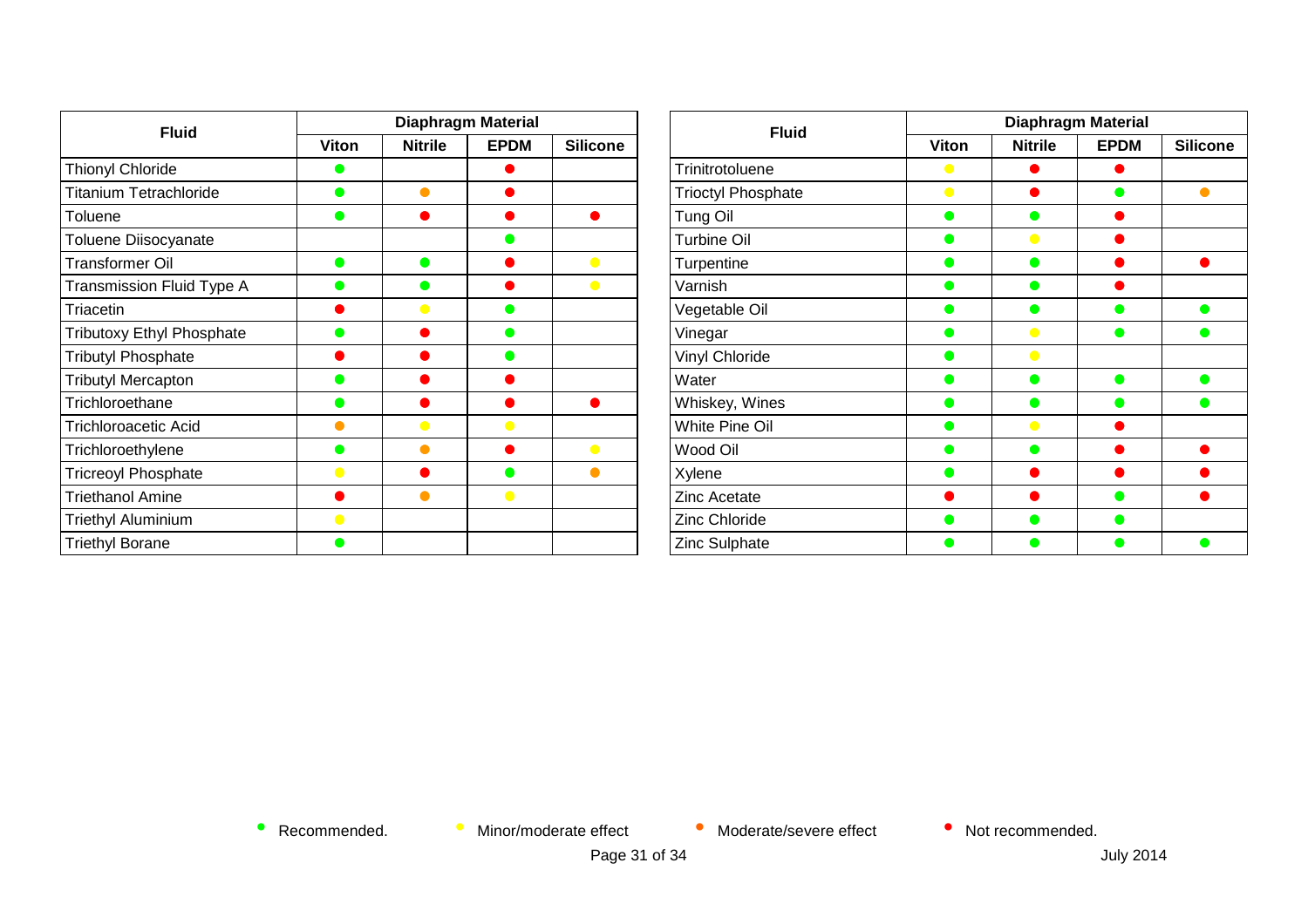| Fluid | Diaphragm Material | | | |
|---|---|---|---|---|
| | Viton | Nitrile | EPDM | Silicone |
| Thionyl Chloride | ● Recommended | | ● Not recommended | |
| Titanium Tetrachloride | ● Recommended | ● Moderate/severe effect | ● Not recommended | |
| Toluene | ● Recommended | ● Not recommended | ● Not recommended | ● Not recommended |
| Toluene Diisocyanate | | | ● Recommended | |
| Transformer Oil | ● Recommended | ● Recommended | ● Not recommended | ● Minor/moderate effect |
| Transmission Fluid Type A | ● Recommended | ● Recommended | ● Not recommended | ● Minor/moderate effect |
| Triacetin | ● Not recommended | ● Minor/moderate effect | ● Recommended | |
| Tributoxy Ethyl Phosphate | ● Recommended | ● Not recommended | ● Recommended | |
| Tributyl Phosphate | ● Not recommended | ● Not recommended | ● Recommended | |
| Tributyl Mercapton | ● Recommended | ● Not recommended | ● Not recommended | |
| Trichloroethane | ● Recommended | ● Not recommended | ● Not recommended | ● Not recommended |
| Trichloroacetic Acid | ● Moderate/severe effect | ● Minor/moderate effect | ● Minor/moderate effect | |
| Trichloroethylene | ● Recommended | ● Moderate/severe effect | ● Not recommended | ● Minor/moderate effect |
| Tricreoyl Phosphate | ● Minor/moderate effect | ● Not recommended | ● Recommended | ● Moderate/severe effect |
| Triethanol Amine | ● Not recommended | ● Moderate/severe effect | ● Minor/moderate effect | |
| Triethyl Aluminium | ● Minor/moderate effect | | | |
| Triethyl Borane | ● Recommended | | | |

| Fluid | Diaphragm Material | | | |
|---|---|---|---|---|
| | Viton | Nitrile | EPDM | Silicone |
| Trinitrotoluene | ● Minor/moderate effect | ● Not recommended | ● Not recommended | |
| Trioctyl Phosphate | ● Minor/moderate effect | ● Not recommended | ● Recommended | ● Moderate/severe effect |
| Tung Oil | ● Recommended | ● Recommended | ● Not recommended | |
| Turbine Oil | ● Recommended | ● Minor/moderate effect | ● Not recommended | |
| Turpentine | ● Recommended | ● Recommended | ● Not recommended | ● Not recommended |
| Varnish | ● Recommended | ● Recommended | ● Not recommended | |
| Vegetable Oil | ● Recommended | ● Recommended | ● Recommended | ● Recommended |
| Vinegar | ● Recommended | ● Minor/moderate effect | ● Recommended | ● Recommended |
| Vinyl Chloride | ● Recommended | ● Minor/moderate effect | | |
| Water | ● Recommended | ● Recommended | ● Recommended | ● Recommended |
| Whiskey, Wines | ● Recommended | ● Recommended | ● Recommended | ● Recommended |
| White Pine Oil | ● Recommended | ● Minor/moderate effect | ● Not recommended | |
| Wood Oil | ● Recommended | ● Recommended | ● Not recommended | ● Not recommended |
| Xylene | ● Recommended | ● Not recommended | ● Not recommended | ● Not recommended |
| Zinc Acetate | ● Not recommended | ● Not recommended | ● Recommended | ● Not recommended |
| Zinc Chloride | ● Recommended | ● Recommended | ● Recommended | |
| Zinc Sulphate | ● Recommended | ● Recommended | ● Recommended | ● Recommended |

- ● (green) Recommended.
- ● (yellow) Minor/moderate effect
- ● (orange) Moderate/severe effect
- ● (red) Not recommended.

July 2014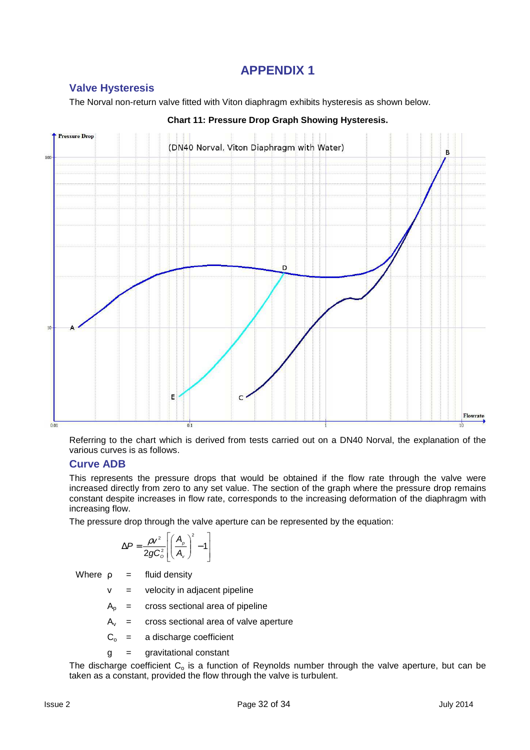# APPENDIX 1

## Valve Hysteresis

The Norval non-return valve fitted with Viton diaphragm exhibits hysteresis as shown below.

**Chart 11: Pressure Drop Graph Showing Hysteresis.**

Referring to the chart which is derived from tests carried out on a DN40 Norval, the explanation of the various curves is as follows.

## Curve ADB

This represents the pressure drops that would be obtained if the flow rate through the valve were increased directly from zero to any set value. The section of the graph where the pressure drop remains constant despite increases in flow rate, corresponds to the increasing deformation of the diaphragm with increasing flow.

The pressure drop through the valve aperture can be represented by the equation:

$$\Delta P = \frac{\rho v^2}{2gC_o^2}\left[\left(\frac{A_p}{A_v}\right)^2 - 1\right]$$

Where $\rho$ = fluid density

$v$ = velocity in adjacent pipeline

$A_p$ = cross sectional area of pipeline

$A_v$ = cross sectional area of valve aperture

$C_o$ = a discharge coefficient

$g$ = gravitational constant

The discharge coefficient $C_o$ is a function of Reynolds number through the valve aperture, but can be taken as a constant, provided the flow through the valve is turbulent.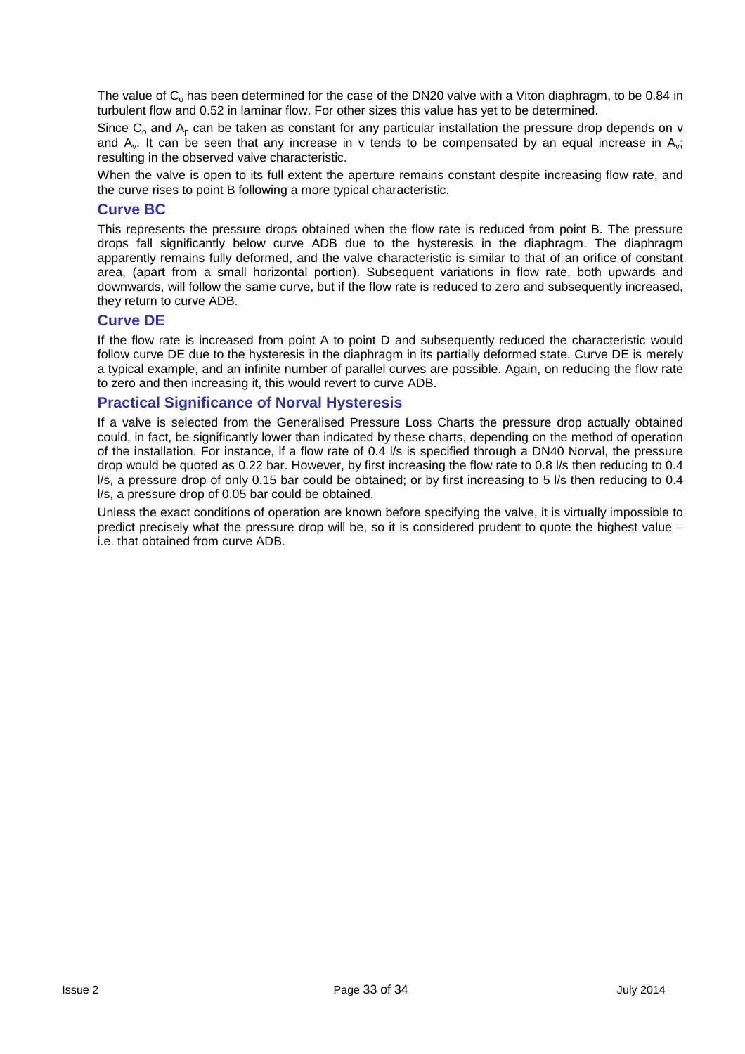The value of $C_o$ has been determined for the case of the DN20 valve with a Viton diaphragm, to be 0.84 in turbulent flow and 0.52 in laminar flow. For other sizes this value has yet to be determined.

Since $C_o$ and $A_p$ can be taken as constant for any particular installation the pressure drop depends on v and $A_v$. It can be seen that any increase in v tends to be compensated by an equal increase in $A_v$; resulting in the observed valve characteristic.

When the valve is open to its full extent the aperture remains constant despite increasing flow rate, and the curve rises to point B following a more typical characteristic.

### Curve BC

This represents the pressure drops obtained when the flow rate is reduced from point B. The pressure drops fall significantly below curve ADB due to the hysteresis in the diaphragm. The diaphragm apparently remains fully deformed, and the valve characteristic is similar to that of an orifice of constant area, (apart from a small horizontal portion). Subsequent variations in flow rate, both upwards and downwards, will follow the same curve, but if the flow rate is reduced to zero and subsequently increased, they return to curve ADB.

### Curve DE

If the flow rate is increased from point A to point D and subsequently reduced the characteristic would follow curve DE due to the hysteresis in the diaphragm in its partially deformed state. Curve DE is merely a typical example, and an infinite number of parallel curves are possible. Again, on reducing the flow rate to zero and then increasing it, this would revert to curve ADB.

### Practical Significance of Norval Hysteresis

If a valve is selected from the Generalised Pressure Loss Charts the pressure drop actually obtained could, in fact, be significantly lower than indicated by these charts, depending on the method of operation of the installation. For instance, if a flow rate of 0.4 l/s is specified through a DN40 Norval, the pressure drop would be quoted as 0.22 bar. However, by first increasing the flow rate to 0.8 l/s then reducing to 0.4 l/s, a pressure drop of only 0.15 bar could be obtained; or by first increasing to 5 l/s then reducing to 0.4 l/s, a pressure drop of 0.05 bar could be obtained.

Unless the exact conditions of operation are known before specifying the valve, it is virtually impossible to predict precisely what the pressure drop will be, so it is considered prudent to quote the highest value – i.e. that obtained from curve ADB.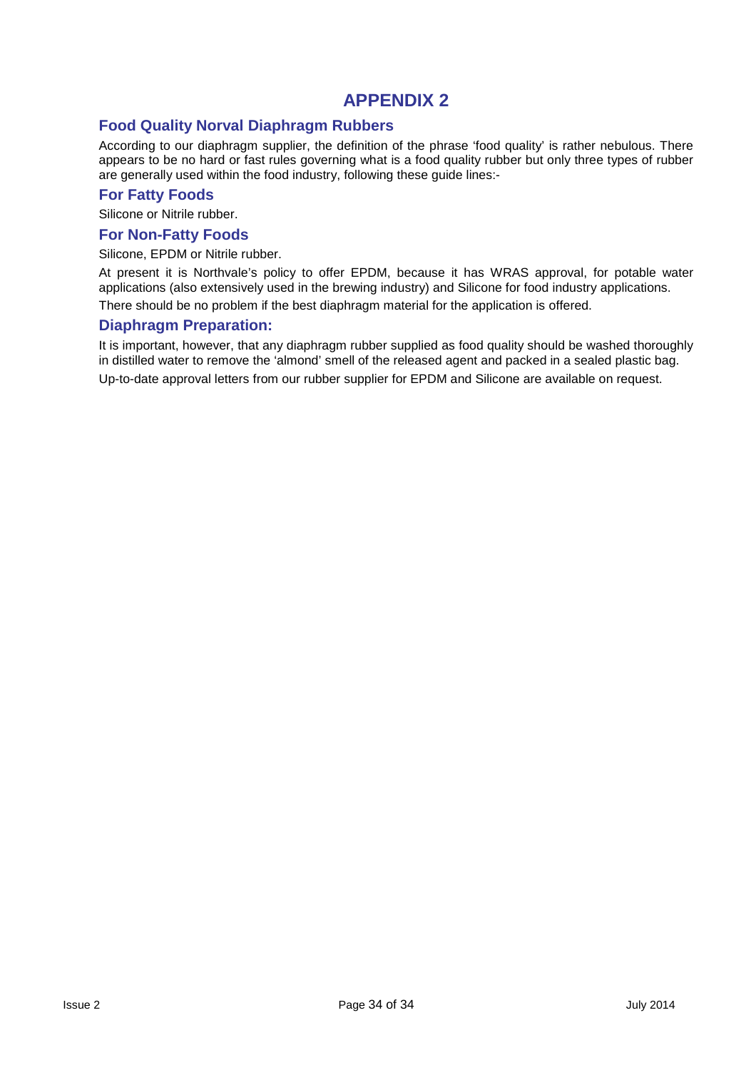# APPENDIX 2

## Food Quality Norval Diaphragm Rubbers

According to our diaphragm supplier, the definition of the phrase 'food quality' is rather nebulous. There appears to be no hard or fast rules governing what is a food quality rubber but only three types of rubber are generally used within the food industry, following these guide lines:-

## For Fatty Foods

Silicone or Nitrile rubber.

## For Non-Fatty Foods

Silicone, EPDM or Nitrile rubber.

At present it is Northvale's policy to offer EPDM, because it has WRAS approval, for potable water applications (also extensively used in the brewing industry) and Silicone for food industry applications.

There should be no problem if the best diaphragm material for the application is offered.

## Diaphragm Preparation:

It is important, however, that any diaphragm rubber supplied as food quality should be washed thoroughly in distilled water to remove the 'almond' smell of the released agent and packed in a sealed plastic bag.

Up-to-date approval letters from our rubber supplier for EPDM and Silicone are available on request.